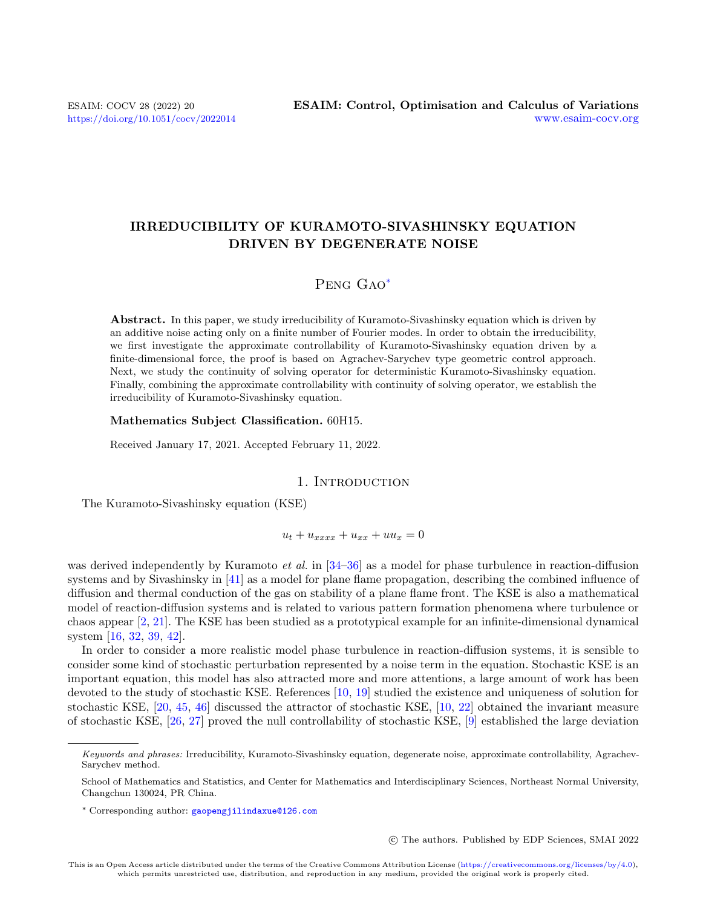# IRREDUCIBILITY OF KURAMOTO-SIVASHINSKY EQUATION DRIVEN BY DEGENERATE NOISE

Peng Gao*

**Abstract.** In this paper, we study irreducibility of Kuramoto-Sivashinsky equation which is driven by an additive noise acting only on a finite number of Fourier modes. In order to obtain the irreducibility, we first investigate the approximate controllability of Kuramoto-Sivashinsky equation driven by a finite-dimensional force, the proof is based on Agrachev-Sarychev type geometric control approach. Next, we study the continuity of solving operator for deterministic Kuramoto-Sivashinsky equation. Finally, combining the approximate controllability with continuity of solving operator, we establish the irreducibility of Kuramoto-Sivashinsky equation.

**Mathematics Subject Classification.** 60H15.

Received January 17, 2021. Accepted February 11, 2022.

## 1. Introduction

The Kuramoto-Sivashinsky equation (KSE)

$$u_t + u_{xxxx} + u_{xx} + uu_x = 0$$

was derived independently by Kuramoto *et al.* in [34–36] as a model for phase turbulence in reaction-diffusion systems and by Sivashinsky in [41] as a model for plane flame propagation, describing the combined influence of diffusion and thermal conduction of the gas on stability of a plane flame front. The KSE is also a mathematical model of reaction-diffusion systems and is related to various pattern formation phenomena where turbulence or chaos appear [2, 21]. The KSE has been studied as a prototypical example for an infinite-dimensional dynamical system [16, 32, 39, 42].

In order to consider a more realistic model phase turbulence in reaction-diffusion systems, it is sensible to consider some kind of stochastic perturbation represented by a noise term in the equation. Stochastic KSE is an important equation, this model has also attracted more and more attentions, a large amount of work has been devoted to the study of stochastic KSE. References [10, 19] studied the existence and uniqueness of solution for stochastic KSE, [20, 45, 46] discussed the attractor of stochastic KSE, [10, 22] obtained the invariant measure of stochastic KSE, [26, 27] proved the null controllability of stochastic KSE, [9] established the large deviation

---

*Keywords and phrases:* Irreducibility, Kuramoto-Sivashinsky equation, degenerate noise, approximate controllability, Agrachev-Sarychev method.

School of Mathematics and Statistics, and Center for Mathematics and Interdisciplinary Sciences, Northeast Normal University, Changchun 130024, PR China.

* Corresponding author: gaopengjilindaxue@126.com

© The authors. Published by EDP Sciences, SMAI 2022

This is an Open Access article distributed under the terms of the Creative Commons Attribution License (https://creativecommons.org/licenses/by/4.0), which permits unrestricted use, distribution, and reproduction in any medium, provided the original work is properly cited.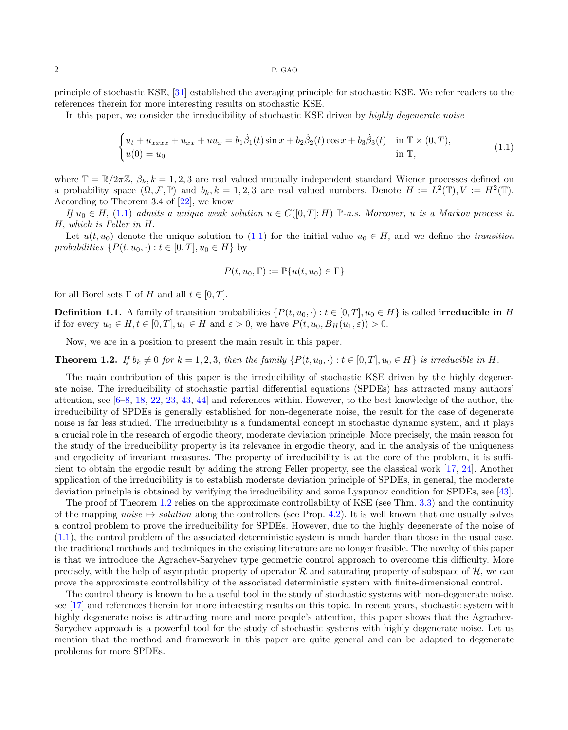principle of stochastic KSE, [31] established the averaging principle for stochastic KSE. We refer readers to the references therein for more interesting results on stochastic KSE.

In this paper, we consider the irreducibility of stochastic KSE driven by *highly degenerate noise*

$$
\begin{cases}
u_t + u_{xxxx} + u_{xx} + uu_x = b_1\dot{\beta}_1(t)\sin x + b_2\dot{\beta}_2(t)\cos x + b_3\dot{\beta}_3(t) & \text{in } \mathbb{T}\times(0,T),\\
u(0) = u_0 & \text{in } \mathbb{T},
\end{cases}
\tag{1.1}
$$

where $\mathbb{T} = \mathbb{R}/2\pi\mathbb{Z}$, $\beta_k, k = 1,2,3$ are real valued mutually independent standard Wiener processes defined on a probability space $(\Omega, \mathcal{F}, \mathbb{P})$ and $b_k, k = 1,2,3$ are real valued numbers. Denote $H := L^2(\mathbb{T}), V := H^2(\mathbb{T})$. According to Theorem 3.4 of [22], we know

*If $u_0 \in H$, (1.1) admits a unique weak solution $u \in C([0,T];H)$ $\mathbb{P}$-a.s. Moreover, $u$ is a Markov process in $H$, which is Feller in $H$.*

Let $u(t, u_0)$ denote the unique solution to (1.1) for the initial value $u_0 \in H$, and we define the *transition probabilities* $\{P(t, u_0, \cdot) : t \in [0,T], u_0 \in H\}$ by

$$
P(t, u_0, \Gamma) := \mathbb{P}\{u(t, u_0) \in \Gamma\}
$$

for all Borel sets $\Gamma$ of $H$ and all $t \in [0,T]$.

**Definition 1.1.** A family of transition probabilities $\{P(t, u_0, \cdot) : t \in [0,T], u_0 \in H\}$ is called **irreducible in** $H$ if for every $u_0 \in H, t \in [0,T], u_1 \in H$ and $\varepsilon > 0$, we have $P(t, u_0, B_H(u_1, \varepsilon)) > 0$.

Now, we are in a position to present the main result in this paper.

**Theorem 1.2.** *If $b_k \neq 0$ for $k = 1,2,3$, then the family $\{P(t, u_0, \cdot) : t \in [0,T], u_0 \in H\}$ is irreducible in $H$.*

The main contribution of this paper is the irreducibility of stochastic KSE driven by the highly degenerate noise. The irreducibility of stochastic partial differential equations (SPDEs) has attracted many authors' attention, see [6–8, 18, 22, 23, 43, 44] and references within. However, to the best knowledge of the author, the irreducibility of SPDEs is generally established for non-degenerate noise, the result for the case of degenerate noise is far less studied. The irreducibility is a fundamental concept in stochastic dynamic system, and it plays a crucial role in the research of ergodic theory, moderate deviation principle. More precisely, the main reason for the study of the irreducibility property is its relevance in ergodic theory, and in the analysis of the uniqueness and ergodicity of invariant measures. The property of irreducibility is at the core of the problem, it is sufficient to obtain the ergodic result by adding the strong Feller property, see the classical work [17, 24]. Another application of the irreducibility is to establish moderate deviation principle of SPDEs, in general, the moderate deviation principle is obtained by verifying the irreducibility and some Lyapunov condition for SPDEs, see [43].

The proof of Theorem 1.2 relies on the approximate controllability of KSE (see Thm. 3.3) and the continuity of the mapping *noise* $\mapsto$ *solution* along the controllers (see Prop. 4.2). It is well known that one usually solves a control problem to prove the irreducibility for SPDEs. However, due to the highly degenerate of the noise of (1.1), the control problem of the associated deterministic system is much harder than those in the usual case, the traditional methods and techniques in the existing literature are no longer feasible. The novelty of this paper is that we introduce the Agrachev-Sarychev type geometric control approach to overcome this difficulty. More precisely, with the help of asymptotic property of operator $\mathcal{R}$ and saturating property of subspace of $\mathcal{H}$, we can prove the approximate controllability of the associated deterministic system with finite-dimensional control.

The control theory is known to be a useful tool in the study of stochastic systems with non-degenerate noise, see [17] and references therein for more interesting results on this topic. In recent years, stochastic system with highly degenerate noise is attracting more and more people's attention, this paper shows that the Agrachev-Sarychev approach is a powerful tool for the study of stochastic systems with highly degenerate noise. Let us mention that the method and framework in this paper are quite general and can be adapted to degenerate problems for more SPDEs.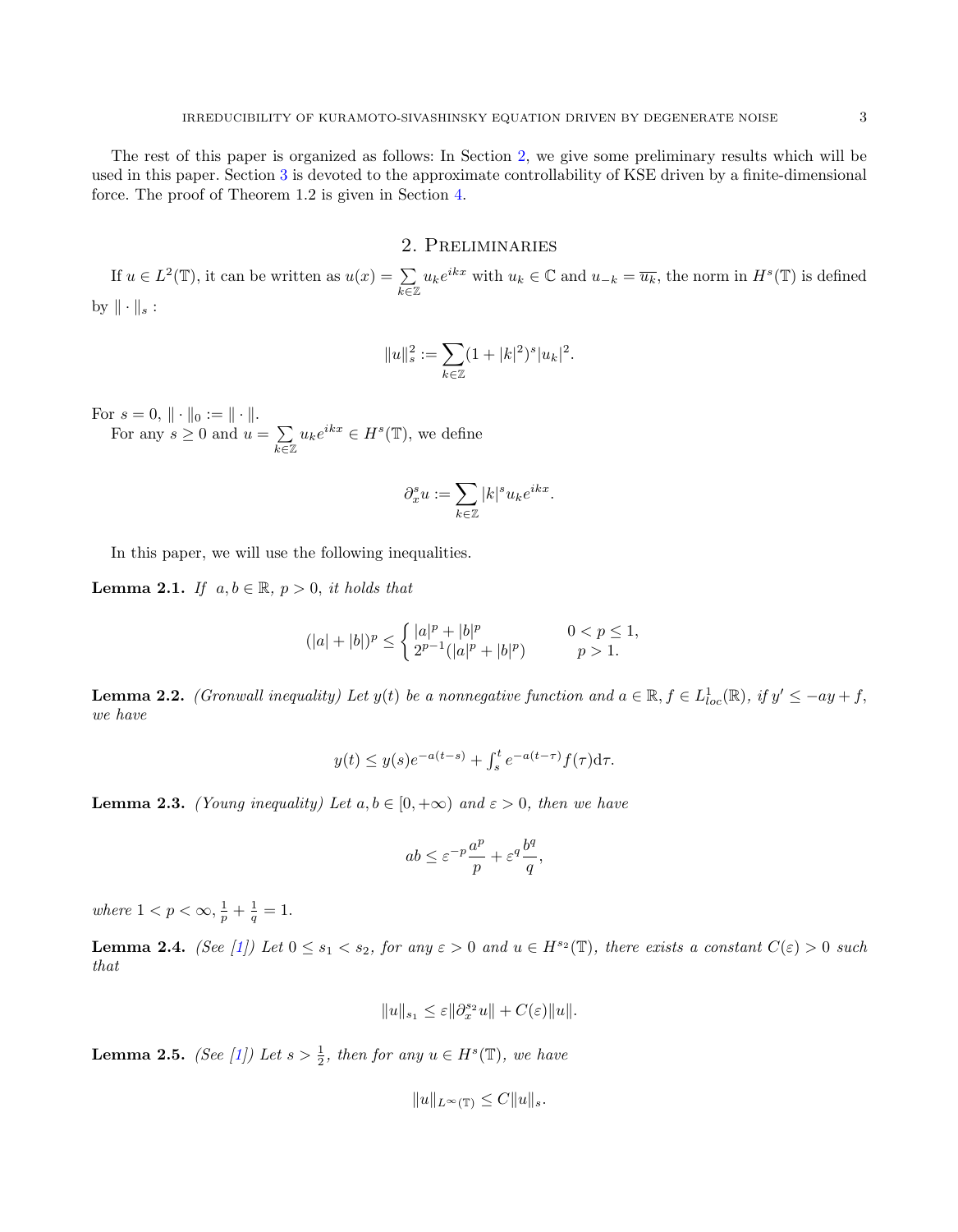The rest of this paper is organized as follows: In Section 2, we give some preliminary results which will be used in this paper. Section 3 is devoted to the approximate controllability of KSE driven by a finite-dimensional force. The proof of Theorem 1.2 is given in Section 4.

## 2. Preliminaries

If $u \in L^2(\mathbb{T})$, it can be written as $u(x) = \sum\limits_{k\in\mathbb{Z}} u_k e^{ikx}$ with $u_k \in \mathbb{C}$ and $u_{-k} = \overline{u_k}$, the norm in $H^s(\mathbb{T})$ is defined by $\|\cdot\|_s$ :

$$\|u\|_s^2 := \sum_{k\in\mathbb{Z}} (1+|k|^2)^s |u_k|^2.$$

For $s = 0$, $\|\cdot\|_0 := \|\cdot\|$.

For any $s \geq 0$ and $u = \sum\limits_{k\in\mathbb{Z}} u_k e^{ikx} \in H^s(\mathbb{T})$, we define

$$\partial_x^s u := \sum_{k\in\mathbb{Z}} |k|^s u_k e^{ikx}.$$

In this paper, we will use the following inequalities.

**Lemma 2.1.** *If $a, b \in \mathbb{R}$, $p > 0$, it holds that*

$$(|a|+|b|)^p \leq \begin{cases} |a|^p + |b|^p & 0 < p \leq 1, \\ 2^{p-1}(|a|^p + |b|^p) & p > 1. \end{cases}$$

**Lemma 2.2.** *(Gronwall inequality) Let $y(t)$ be a nonnegative function and $a \in \mathbb{R}$, $f \in L^1_{loc}(\mathbb{R})$, if $y' \leq -ay + f$, we have*

$$y(t) \leq y(s)e^{-a(t-s)} + \textstyle\int_s^t e^{-a(t-\tau)} f(\tau)\mathrm{d}\tau.$$

**Lemma 2.3.** *(Young inequality) Let $a, b \in [0, +\infty)$ and $\varepsilon > 0$, then we have*

$$ab \leq \varepsilon^{-p}\frac{a^p}{p} + \varepsilon^q \frac{b^q}{q},$$

*where $1 < p < \infty$, $\frac{1}{p} + \frac{1}{q} = 1$.*

**Lemma 2.4.** *(See [1]) Let $0 \leq s_1 < s_2$, for any $\varepsilon > 0$ and $u \in H^{s_2}(\mathbb{T})$, there exists a constant $C(\varepsilon) > 0$ such that*

$$\|u\|_{s_1} \leq \varepsilon \|\partial_x^{s_2} u\| + C(\varepsilon)\|u\|.$$

**Lemma 2.5.** *(See [1]) Let $s > \frac{1}{2}$, then for any $u \in H^s(\mathbb{T})$, we have*

$$\|u\|_{L^\infty(\mathbb{T})} \leq C\|u\|_s.$$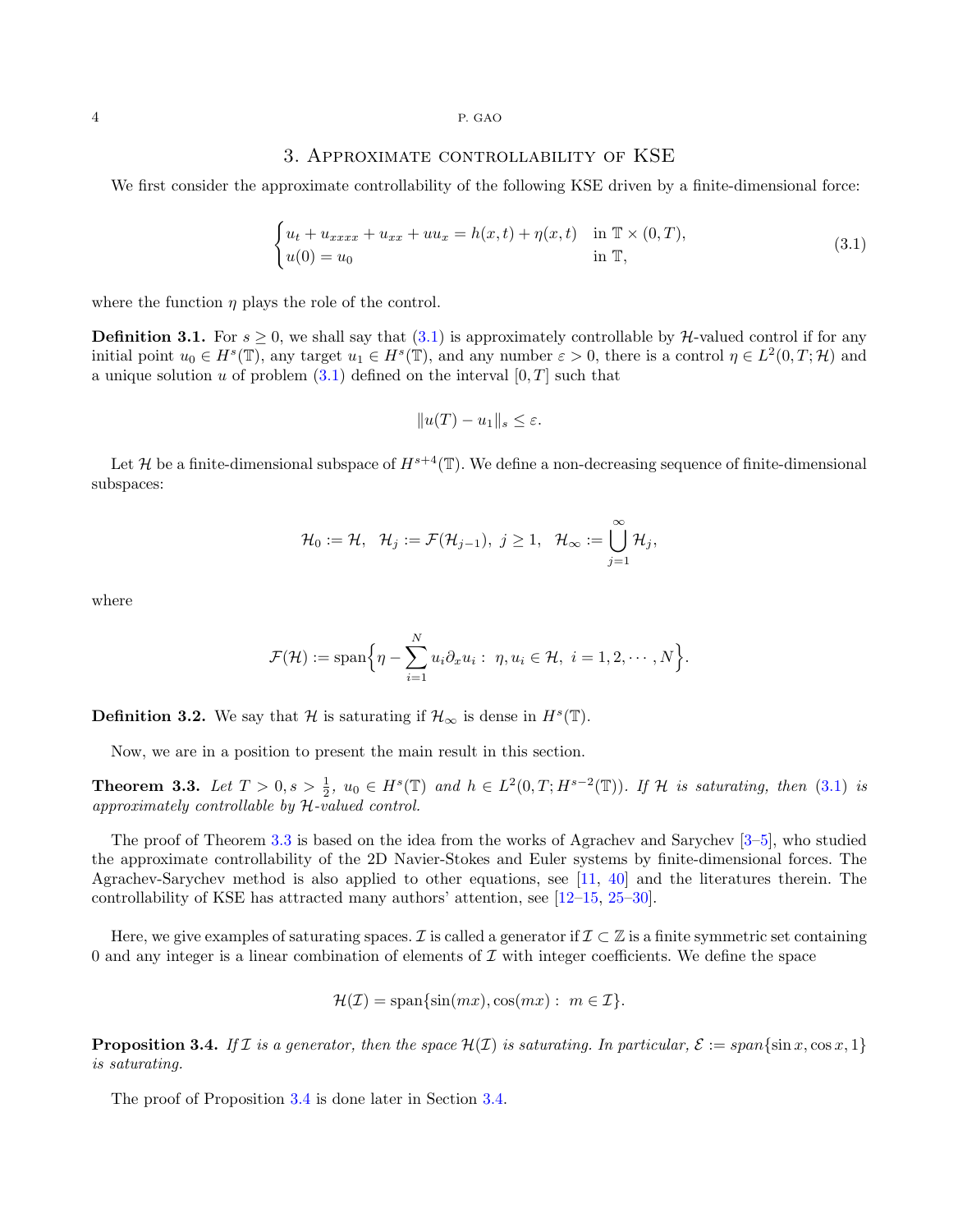## 3. Approximate controllability of KSE

We first consider the approximate controllability of the following KSE driven by a finite-dimensional force:

$$
\begin{cases} u_t + u_{xxxx} + u_{xx} + uu_x = h(x,t) + \eta(x,t) & \text{in } \mathbb{T} \times (0,T), \\ u(0) = u_0 & \text{in } \mathbb{T}, \end{cases} \tag{3.1}
$$

where the function $\eta$ plays the role of the control.

**Definition 3.1.** For $s \geq 0$, we shall say that (3.1) is approximately controllable by $\mathcal{H}$-valued control if for any initial point $u_0 \in H^s(\mathbb{T})$, any target $u_1 \in H^s(\mathbb{T})$, and any number $\varepsilon > 0$, there is a control $\eta \in L^2(0,T;\mathcal{H})$ and a unique solution $u$ of problem (3.1) defined on the interval $[0,T]$ such that

$$
\|u(T) - u_1\|_s \leq \varepsilon.
$$

Let $\mathcal{H}$ be a finite-dimensional subspace of $H^{s+4}(\mathbb{T})$. We define a non-decreasing sequence of finite-dimensional subspaces:

$$
\mathcal{H}_0 := \mathcal{H}, \ \ \mathcal{H}_j := \mathcal{F}(\mathcal{H}_{j-1}), \ j \geq 1, \ \ \mathcal{H}_\infty := \bigcup_{j=1}^{\infty} \mathcal{H}_j,
$$

where

$$
\mathcal{F}(\mathcal{H}) := \operatorname{span}\Big\{ \eta - \sum_{i=1}^{N} u_i \partial_x u_i : \ \eta, u_i \in \mathcal{H}, \ i = 1, 2, \cdots, N \Big\}.
$$

**Definition 3.2.** We say that $\mathcal{H}$ is saturating if $\mathcal{H}_\infty$ is dense in $H^s(\mathbb{T})$.

Now, we are in a position to present the main result in this section.

**Theorem 3.3.** *Let $T > 0, s > \frac{1}{2}$, $u_0 \in H^s(\mathbb{T})$ and $h \in L^2(0,T;H^{s-2}(\mathbb{T}))$. If $\mathcal{H}$ is saturating, then (3.1) is approximately controllable by $\mathcal{H}$-valued control.*

The proof of Theorem 3.3 is based on the idea from the works of Agrachev and Sarychev [3–5], who studied the approximate controllability of the 2D Navier-Stokes and Euler systems by finite-dimensional forces. The Agrachev-Sarychev method is also applied to other equations, see [11, 40] and the literatures therein. The controllability of KSE has attracted many authors' attention, see [12–15, 25–30].

Here, we give examples of saturating spaces. $\mathcal{I}$ is called a generator if $\mathcal{I} \subset \mathbb{Z}$ is a finite symmetric set containing 0 and any integer is a linear combination of elements of $\mathcal{I}$ with integer coefficients. We define the space

$$
\mathcal{H}(\mathcal{I}) = \operatorname{span}\{\sin(mx), \cos(mx) : \ m \in \mathcal{I}\}.
$$

**Proposition 3.4.** *If $\mathcal{I}$ is a generator, then the space $\mathcal{H}(\mathcal{I})$ is saturating. In particular, $\mathcal{E} := span\{\sin x, \cos x, 1\}$ is saturating.*

The proof of Proposition 3.4 is done later in Section 3.4.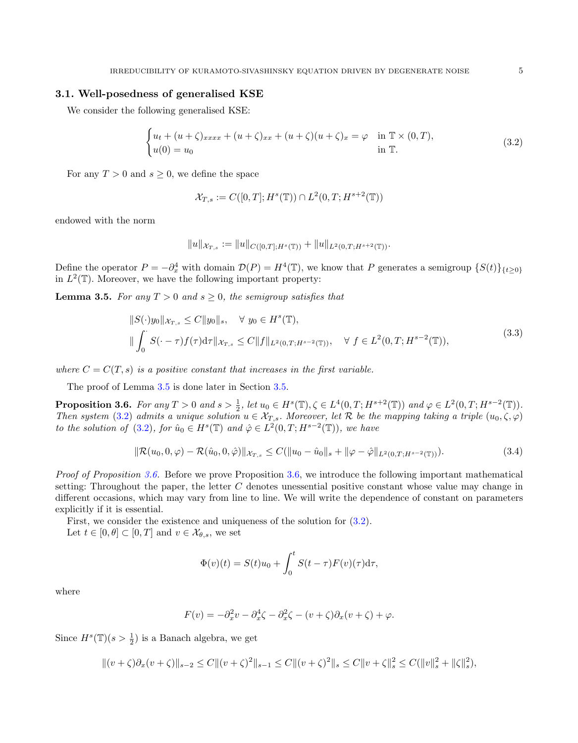### 3.1. Well-posedness of generalised KSE

We consider the following generalised KSE:

$$
\begin{cases} u_t + (u+\zeta)_{xxxx} + (u+\zeta)_{xx} + (u+\zeta)(u+\zeta)_x = \varphi & \text{in } \mathbb{T}\times(0,T),\\ u(0) = u_0 & \text{in } \mathbb{T}. \end{cases} \tag{3.2}
$$

For any $T>0$ and $s\geq 0$, we define the space

$$
\mathcal{X}_{T,s} := C([0,T];H^s(\mathbb{T})) \cap L^2(0,T;H^{s+2}(\mathbb{T}))
$$

endowed with the norm

$$
\|u\|_{\mathcal{X}_{T,s}} := \|u\|_{C([0,T];H^s(\mathbb{T}))} + \|u\|_{L^2(0,T;H^{s+2}(\mathbb{T}))}.
$$

Define the operator $P = -\partial_x^4$ with domain $\mathcal{D}(P) = H^4(\mathbb{T})$, we know that $P$ generates a semigroup $\{S(t)\}_{\{t\geq 0\}}$ in $L^2(\mathbb{T})$. Moreover, we have the following important property:

**Lemma 3.5.** *For any $T>0$ and $s\geq 0$, the semigroup satisfies that*

$$
\begin{aligned}
&\|S(\cdot)y_0\|_{\mathcal{X}_{T,s}} \leq C\|y_0\|_s, \quad \forall\ y_0\in H^s(\mathbb{T}),\\
&\|\int_0^{\cdot} S(\cdot-\tau)f(\tau)\mathrm{d}\tau\|_{\mathcal{X}_{T,s}} \leq C\|f\|_{L^2(0,T;H^{s-2}(\mathbb{T}))}, \quad \forall\ f\in L^2(0,T;H^{s-2}(\mathbb{T})),
\end{aligned} \tag{3.3}
$$

*where $C = C(T,s)$ is a positive constant that increases in the first variable.*

The proof of Lemma 3.5 is done later in Section 3.5.

**Proposition 3.6.** *For any $T>0$ and $s>\frac{1}{2}$, let $u_0\in H^s(\mathbb{T}), \zeta\in L^4(0,T;H^{s+2}(\mathbb{T}))$ and $\varphi\in L^2(0,T;H^{s-2}(\mathbb{T}))$. Then system (3.2) admits a unique solution $u\in\mathcal{X}_{T,s}$. Moreover, let $\mathcal{R}$ be the mapping taking a triple $(u_0,\zeta,\varphi)$ to the solution of (3.2), for $\hat{u}_0\in H^s(\mathbb{T})$ and $\hat{\varphi}\in L^2(0,T;H^{s-2}(\mathbb{T}))$, we have*

$$
\|\mathcal{R}(u_0,0,\varphi) - \mathcal{R}(\hat{u}_0,0,\hat{\varphi})\|_{\mathcal{X}_{T,s}} \leq C(\|u_0-\hat{u}_0\|_s + \|\varphi-\hat{\varphi}\|_{L^2(0,T;H^{s-2}(\mathbb{T}))}). \tag{3.4}
$$

*Proof of Proposition 3.6.* Before we prove Proposition 3.6, we introduce the following important mathematical setting: Throughout the paper, the letter $C$ denotes unessential positive constant whose value may change in different occasions, which may vary from line to line. We will write the dependence of constant on parameters explicitly if it is essential.

First, we consider the existence and uniqueness of the solution for (3.2).

Let $t\in[0,\theta]\subset[0,T]$ and $v\in\mathcal{X}_{\theta,s}$, we set

$$
\Phi(v)(t) = S(t)u_0 + \int_0^t S(t-\tau)F(v)(\tau)\mathrm{d}\tau,
$$

where

$$
F(v) = -\partial_x^2 v - \partial_x^4\zeta - \partial_x^2\zeta - (v+\zeta)\partial_x(v+\zeta) + \varphi.
$$

Since $H^s(\mathbb{T})(s>\frac{1}{2})$ is a Banach algebra, we get

$$
\|(v+\zeta)\partial_x(v+\zeta)\|_{s-2} \leq C\|(v+\zeta)^2\|_{s-1} \leq C\|(v+\zeta)^2\|_s \leq C\|v+\zeta\|_s^2 \leq C(\|v\|_s^2 + \|\zeta\|_s^2),
$$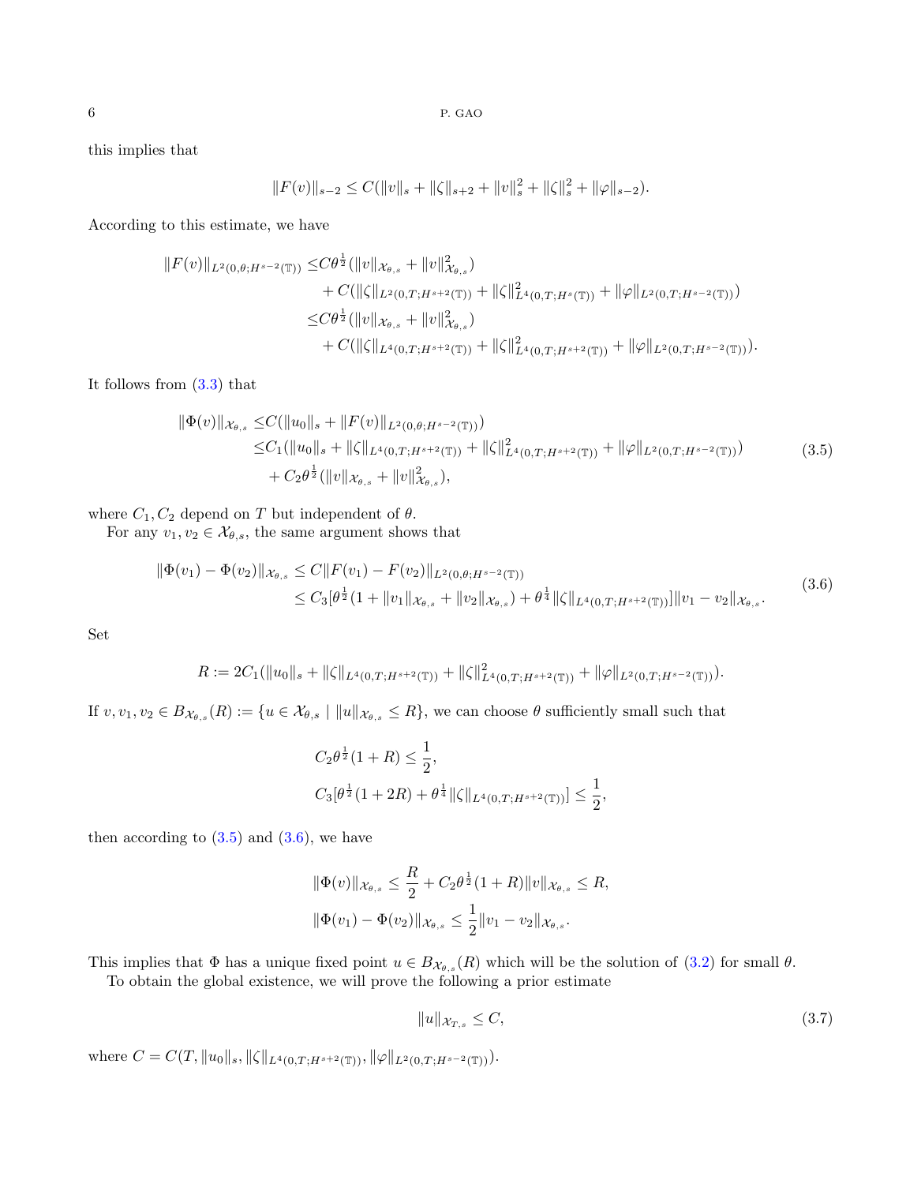this implies that

$$\|F(v)\|_{s-2} \leq C(\|v\|_s + \|\zeta\|_{s+2} + \|v\|_s^2 + \|\zeta\|_s^2 + \|\varphi\|_{s-2}).$$

According to this estimate, we have

$$\begin{aligned}
\|F(v)\|_{L^2(0,\theta;H^{s-2}(\mathbb{T}))} \leq & C\theta^{\frac{1}{2}}(\|v\|_{\mathcal{X}_{\theta,s}} + \|v\|_{\mathcal{X}_{\theta,s}}^2) \\
& + C(\|\zeta\|_{L^2(0,T;H^{s+2}(\mathbb{T}))} + \|\zeta\|_{L^4(0,T;H^s(\mathbb{T}))}^2 + \|\varphi\|_{L^2(0,T;H^{s-2}(\mathbb{T}))}) \\
\leq & C\theta^{\frac{1}{2}}(\|v\|_{\mathcal{X}_{\theta,s}} + \|v\|_{\mathcal{X}_{\theta,s}}^2) \\
& + C(\|\zeta\|_{L^4(0,T;H^{s+2}(\mathbb{T}))} + \|\zeta\|_{L^4(0,T;H^{s+2}(\mathbb{T}))}^2 + \|\varphi\|_{L^2(0,T;H^{s-2}(\mathbb{T}))}).
\end{aligned}$$

It follows from (3.3) that

$$\begin{aligned}
\|\Phi(v)\|_{\mathcal{X}_{\theta,s}} \leq & C(\|u_0\|_s + \|F(v)\|_{L^2(0,\theta;H^{s-2}(\mathbb{T}))}) \\
\leq & C_1(\|u_0\|_s + \|\zeta\|_{L^4(0,T;H^{s+2}(\mathbb{T}))} + \|\zeta\|_{L^4(0,T;H^{s+2}(\mathbb{T}))}^2 + \|\varphi\|_{L^2(0,T;H^{s-2}(\mathbb{T}))}) \\
& + C_2\theta^{\frac{1}{2}}(\|v\|_{\mathcal{X}_{\theta,s}} + \|v\|_{\mathcal{X}_{\theta,s}}^2),
\end{aligned} \tag{3.5}$$

where $C_1, C_2$ depend on $T$ but independent of $\theta$.

For any $v_1, v_2 \in \mathcal{X}_{\theta,s}$, the same argument shows that

$$\begin{aligned}
\|\Phi(v_1) - \Phi(v_2)\|_{\mathcal{X}_{\theta,s}} & \leq C\|F(v_1) - F(v_2)\|_{L^2(0,\theta;H^{s-2}(\mathbb{T}))} \\
& \leq C_3[\theta^{\frac{1}{2}}(1 + \|v_1\|_{\mathcal{X}_{\theta,s}} + \|v_2\|_{\mathcal{X}_{\theta,s}}) + \theta^{\frac{1}{4}}\|\zeta\|_{L^4(0,T;H^{s+2}(\mathbb{T}))}]\|v_1 - v_2\|_{\mathcal{X}_{\theta,s}}.
\end{aligned} \tag{3.6}$$

Set

$$R := 2C_1(\|u_0\|_s + \|\zeta\|_{L^4(0,T;H^{s+2}(\mathbb{T}))} + \|\zeta\|_{L^4(0,T;H^{s+2}(\mathbb{T}))}^2 + \|\varphi\|_{L^2(0,T;H^{s-2}(\mathbb{T}))}).$$

If $v, v_1, v_2 \in B_{\mathcal{X}_{\theta,s}}(R) := \{u \in \mathcal{X}_{\theta,s} \mid \|u\|_{\mathcal{X}_{\theta,s}} \leq R\}$, we can choose $\theta$ sufficiently small such that

$$\begin{aligned}
& C_2\theta^{\frac{1}{2}}(1 + R) \leq \frac{1}{2}, \\
& C_3[\theta^{\frac{1}{2}}(1 + 2R) + \theta^{\frac{1}{4}}\|\zeta\|_{L^4(0,T;H^{s+2}(\mathbb{T}))}] \leq \frac{1}{2},
\end{aligned}$$

then according to (3.5) and (3.6), we have

$$\begin{aligned}
& \|\Phi(v)\|_{\mathcal{X}_{\theta,s}} \leq \frac{R}{2} + C_2\theta^{\frac{1}{2}}(1 + R)\|v\|_{\mathcal{X}_{\theta,s}} \leq R, \\
& \|\Phi(v_1) - \Phi(v_2)\|_{\mathcal{X}_{\theta,s}} \leq \frac{1}{2}\|v_1 - v_2\|_{\mathcal{X}_{\theta,s}}.
\end{aligned}$$

This implies that $\Phi$ has a unique fixed point $u \in B_{\mathcal{X}_{\theta,s}}(R)$ which will be the solution of (3.2) for small $\theta$.

To obtain the global existence, we will prove the following a prior estimate

$$\|u\|_{\mathcal{X}_{T,s}} \leq C, \tag{3.7}$$

where $C = C(T, \|u_0\|_s, \|\zeta\|_{L^4(0,T;H^{s+2}(\mathbb{T}))}, \|\varphi\|_{L^2(0,T;H^{s-2}(\mathbb{T}))})$.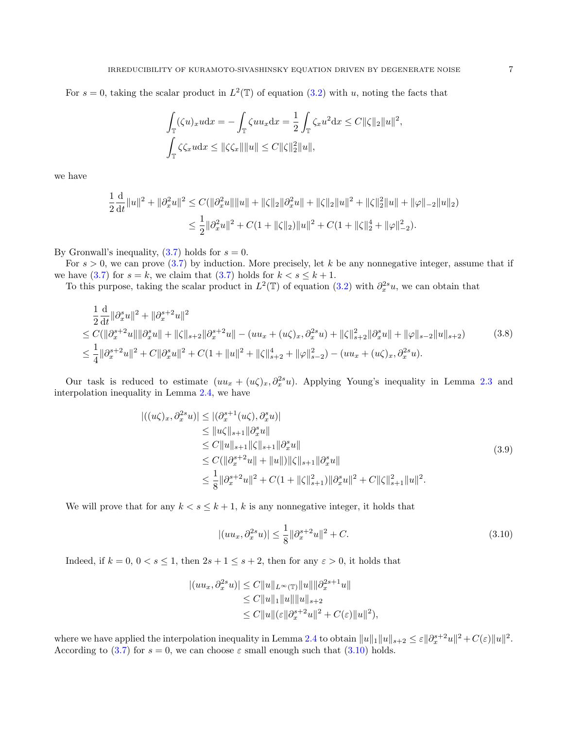For $s = 0$, taking the scalar product in $L^2(\mathbb{T})$ of equation (3.2) with $u$, noting the facts that

$$
\begin{aligned}
&\int_{\mathbb{T}} (\zeta u)_x u \mathrm{d}x = -\int_{\mathbb{T}} \zeta u u_x \mathrm{d}x = \frac{1}{2}\int_{\mathbb{T}} \zeta_x u^2 \mathrm{d}x \le C\|\zeta\|_2 \|u\|^2, \\
&\int_{\mathbb{T}} \zeta\zeta_x u \mathrm{d}x \le \|\zeta\zeta_x\|\|u\| \le C\|\zeta\|_2^2\|u\|,
\end{aligned}
$$

we have

$$
\begin{aligned}
\frac{1}{2}\frac{\mathrm{d}}{\mathrm{d}t}\|u\|^2 + \|\partial_x^2 u\|^2 &\le C(\|\partial_x^2 u\|\|u\| + \|\zeta\|_2\|\partial_x^2 u\| + \|\zeta\|_2\|u\|^2 + \|\zeta\|_2^2\|u\| + \|\varphi\|_{-2}\|u\|_2) \\
&\le \frac{1}{2}\|\partial_x^2 u\|^2 + C(1+\|\zeta\|_2)\|u\|^2 + C(1+\|\zeta\|_2^4 + \|\varphi\|_{-2}^2).
\end{aligned}
$$

By Gronwall's inequality, (3.7) holds for $s = 0$.

For $s > 0$, we can prove (3.7) by induction. More precisely, let $k$ be any nonnegative integer, assume that if we have (3.7) for $s = k$, we claim that (3.7) holds for $k < s \le k+1$.

To this purpose, taking the scalar product in $L^2(\mathbb{T})$ of equation (3.2) with $\partial_x^{2s} u$, we can obtain that

$$
\begin{aligned}
&\frac{1}{2}\frac{\mathrm{d}}{\mathrm{d}t}\|\partial_x^s u\|^2 + \|\partial_x^{s+2} u\|^2 \\
&\le C(\|\partial_x^{s+2} u\|\|\partial_x^s u\| + \|\zeta\|_{s+2}\|\partial_x^{s+2} u\| - (uu_x + (u\zeta)_x, \partial_x^{2s} u) + \|\zeta\|_{s+2}^2\|\partial_x^s u\| + \|\varphi\|_{s-2}\|u\|_{s+2}) \\
&\le \frac{1}{4}\|\partial_x^{s+2} u\|^2 + C\|\partial_x^s u\|^2 + C(1 + \|u\|^2 + \|\zeta\|_{s+2}^4 + \|\varphi\|_{s-2}^2) - (uu_x + (u\zeta)_x, \partial_x^{2s} u).
\end{aligned}
\tag{3.8}
$$

Our task is reduced to estimate $(uu_x + (u\zeta)_x, \partial_x^{2s} u)$. Applying Young's inequality in Lemma 2.3 and interpolation inequality in Lemma 2.4, we have

$$
\begin{aligned}
|((u\zeta)_x, \partial_x^{2s} u)| &\le |(\partial_x^{s+1}(u\zeta), \partial_x^s u)| \\
&\le \|u\zeta\|_{s+1}\|\partial_x^s u\| \\
&\le C\|u\|_{s+1}\|\zeta\|_{s+1}\|\partial_x^s u\| \\
&\le C(\|\partial_x^{s+2} u\| + \|u\|)\|\zeta\|_{s+1}\|\partial_x^s u\| \\
&\le \frac{1}{8}\|\partial_x^{s+2} u\|^2 + C(1+\|\zeta\|_{s+1}^2)\|\partial_x^s u\|^2 + C\|\zeta\|_{s+1}^2\|u\|^2.
\end{aligned}
\tag{3.9}
$$

We will prove that for any $k < s \le k+1$, $k$ is any nonnegative integer, it holds that

$$
|(uu_x, \partial_x^{2s} u)| \le \frac{1}{8}\|\partial_x^{s+2} u\|^2 + C. \tag{3.10}
$$

Indeed, if $k = 0$, $0 < s \le 1$, then $2s + 1 \le s + 2$, then for any $\varepsilon > 0$, it holds that

$$
\begin{aligned}
|(uu_x, \partial_x^{2s} u)| &\le C\|u\|_{L^\infty(\mathbb{T})}\|u\|\|\partial_x^{2s+1} u\| \\
&\le C\|u\|_1\|u\|\|u\|_{s+2} \\
&\le C\|u\|(\varepsilon\|\partial_x^{s+2} u\|^2 + C(\varepsilon)\|u\|^2),
\end{aligned}
$$

where we have applied the interpolation inequality in Lemma 2.4 to obtain $\|u\|_1\|u\|_{s+2} \le \varepsilon\|\partial_x^{s+2} u\|^2 + C(\varepsilon)\|u\|^2$. According to (3.7) for $s = 0$, we can choose $\varepsilon$ small enough such that (3.10) holds.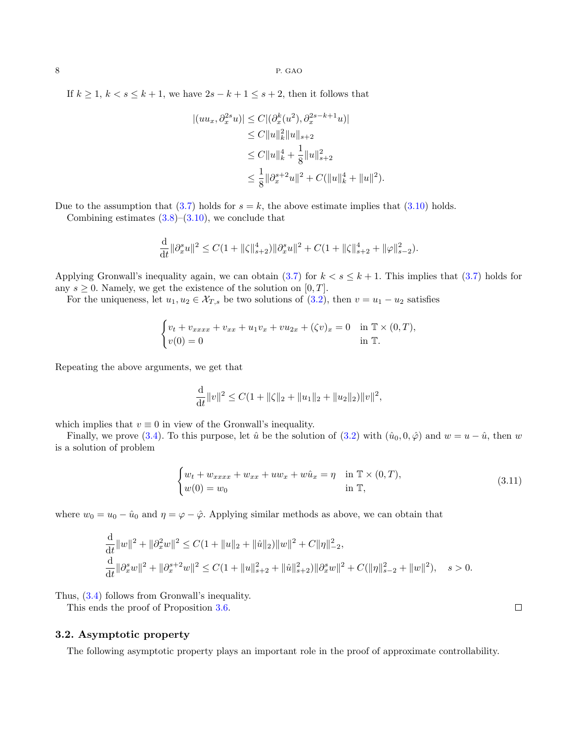If $k \geq 1$, $k < s \leq k+1$, we have $2s - k + 1 \leq s + 2$, then it follows that

$$
\begin{aligned}
|(uu_x, \partial_x^{2s} u)| &\leq C|(\partial_x^k(u^2), \partial_x^{2s-k+1} u)| \\
&\leq C\|u\|_k^2 \|u\|_{s+2} \\
&\leq C\|u\|_k^4 + \frac{1}{8}\|u\|_{s+2}^2 \\
&\leq \frac{1}{8}\|\partial_x^{s+2} u\|^2 + C(\|u\|_k^4 + \|u\|^2).
\end{aligned}
$$

Due to the assumption that (3.7) holds for $s = k$, the above estimate implies that (3.10) holds.

Combining estimates (3.8)–(3.10), we conclude that

$$
\frac{\mathrm{d}}{\mathrm{d}t}\|\partial_x^s u\|^2 \leq C(1 + \|\zeta\|_{s+2}^4)\|\partial_x^s u\|^2 + C(1 + \|\zeta\|_{s+2}^4 + \|\varphi\|_{s-2}^2).
$$

Applying Gronwall's inequality again, we can obtain (3.7) for $k < s \leq k+1$. This implies that (3.7) holds for any $s \geq 0$. Namely, we get the existence of the solution on $[0, T]$.

For the uniqueness, let $u_1, u_2 \in \mathcal{X}_{T,s}$ be two solutions of (3.2), then $v = u_1 - u_2$ satisfies

$$
\begin{cases}
v_t + v_{xxxx} + v_{xx} + u_1 v_x + v u_{2x} + (\zeta v)_x = 0 & \text{in } \mathbb{T} \times (0, T), \\
v(0) = 0 & \text{in } \mathbb{T}.
\end{cases}
$$

Repeating the above arguments, we get that

$$
\frac{\mathrm{d}}{\mathrm{d}t}\|v\|^2 \leq C(1 + \|\zeta\|_2 + \|u_1\|_2 + \|u_2\|_2)\|v\|^2,
$$

which implies that $v \equiv 0$ in view of the Gronwall's inequality.

Finally, we prove (3.4). To this purpose, let $\hat{u}$ be the solution of (3.2) with $(\hat{u}_0, 0, \hat{\varphi})$ and $w = u - \hat{u}$, then $w$ is a solution of problem

$$
\begin{cases}
w_t + w_{xxxx} + w_{xx} + u w_x + w \hat{u}_x = \eta & \text{in } \mathbb{T} \times (0, T), \\
w(0) = w_0 & \text{in } \mathbb{T},
\end{cases}
\tag{3.11}
$$

where $w_0 = u_0 - \hat{u}_0$ and $\eta = \varphi - \hat{\varphi}$. Applying similar methods as above, we can obtain that

$$
\begin{aligned}
&\frac{\mathrm{d}}{\mathrm{d}t}\|w\|^2 + \|\partial_x^2 w\|^2 \leq C(1 + \|u\|_2 + \|\hat{u}\|_2)\|w\|^2 + C\|\eta\|_{-2}^2, \\
&\frac{\mathrm{d}}{\mathrm{d}t}\|\partial_x^s w\|^2 + \|\partial_x^{s+2} w\|^2 \leq C(1 + \|u\|_{s+2}^2 + \|\hat{u}\|_{s+2}^2)\|\partial_x^s w\|^2 + C(\|\eta\|_{s-2}^2 + \|w\|^2), \quad s > 0.
\end{aligned}
$$

Thus, (3.4) follows from Gronwall's inequality.

This ends the proof of Proposition 3.6. □

### 3.2. Asymptotic property

The following asymptotic property plays an important role in the proof of approximate controllability.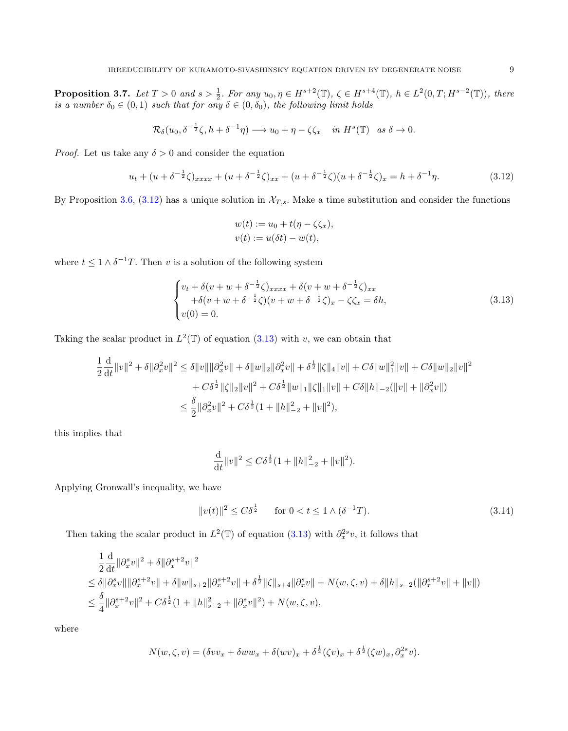**Proposition 3.7.** *Let $T > 0$ and $s > \frac{1}{2}$. For any $u_0, \eta \in H^{s+2}(\mathbb{T})$, $\zeta \in H^{s+4}(\mathbb{T})$, $h \in L^2(0,T;H^{s-2}(\mathbb{T}))$, there is a number $\delta_0 \in (0,1)$ such that for any $\delta \in (0, \delta_0)$, the following limit holds*

$$\mathcal{R}_\delta(u_0, \delta^{-\frac{1}{2}}\zeta, h + \delta^{-1}\eta) \longrightarrow u_0 + \eta - \zeta\zeta_x \quad \textit{in } H^s(\mathbb{T}) \quad \textit{as } \delta \to 0.$$

*Proof.* Let us take any $\delta > 0$ and consider the equation

$$u_t + (u + \delta^{-\frac{1}{2}}\zeta)_{xxxx} + (u + \delta^{-\frac{1}{2}}\zeta)_{xx} + (u + \delta^{-\frac{1}{2}}\zeta)(u + \delta^{-\frac{1}{2}}\zeta)_x = h + \delta^{-1}\eta. \tag{3.12}$$

By Proposition 3.6, (3.12) has a unique solution in $\mathcal{X}_{T,s}$. Make a time substitution and consider the functions

$$\begin{aligned} w(t) &:= u_0 + t(\eta - \zeta\zeta_x), \\ v(t) &:= u(\delta t) - w(t), \end{aligned}$$

where $t \leq 1 \wedge \delta^{-1}T$. Then $v$ is a solution of the following system

$$\begin{cases} v_t + \delta(v + w + \delta^{-\frac{1}{2}}\zeta)_{xxxx} + \delta(v + w + \delta^{-\frac{1}{2}}\zeta)_{xx} \\ \quad + \delta(v + w + \delta^{-\frac{1}{2}}\zeta)(v + w + \delta^{-\frac{1}{2}}\zeta)_x - \zeta\zeta_x = \delta h, \\ v(0) = 0. \end{cases} \tag{3.13}$$

Taking the scalar product in $L^2(\mathbb{T})$ of equation (3.13) with $v$, we can obtain that

$$\begin{aligned} \frac{1}{2}\frac{\mathrm{d}}{\mathrm{d}t}\|v\|^2 + \delta\|\partial_x^2 v\|^2 &\leq \delta\|v\|\|\partial_x^2 v\| + \delta\|w\|_2\|\partial_x^2 v\| + \delta^{\frac{1}{2}}\|\zeta\|_4\|v\| + C\delta\|w\|_1^2\|v\| + C\delta\|w\|_2\|v\|^2 \\ &\quad + C\delta^{\frac{1}{2}}\|\zeta\|_2\|v\|^2 + C\delta^{\frac{1}{2}}\|w\|_1\|\zeta\|_1\|v\| + C\delta\|h\|_{-2}(\|v\| + \|\partial_x^2 v\|) \\ &\leq \frac{\delta}{2}\|\partial_x^2 v\|^2 + C\delta^{\frac{1}{2}}(1 + \|h\|_{-2}^2 + \|v\|^2), \end{aligned}$$

this implies that

$$\frac{\mathrm{d}}{\mathrm{d}t}\|v\|^2 \leq C\delta^{\frac{1}{2}}(1 + \|h\|_{-2}^2 + \|v\|^2).$$

Applying Gronwall's inequality, we have

$$\|v(t)\|^2 \leq C\delta^{\frac{1}{2}} \qquad \text{for } 0 < t \leq 1 \wedge (\delta^{-1}T). \tag{3.14}$$

Then taking the scalar product in $L^2(\mathbb{T})$ of equation (3.13) with $\partial_x^{2s} v$, it follows that

$$\begin{aligned} &\frac{1}{2}\frac{\mathrm{d}}{\mathrm{d}t}\|\partial_x^s v\|^2 + \delta\|\partial_x^{s+2} v\|^2 \\ &\leq \delta\|\partial_x^s v\|\|\partial_x^{s+2} v\| + \delta\|w\|_{s+2}\|\partial_x^{s+2} v\| + \delta^{\frac{1}{2}}\|\zeta\|_{s+4}\|\partial_x^s v\| + N(w,\zeta,v) + \delta\|h\|_{s-2}(\|\partial_x^{s+2} v\| + \|v\|) \\ &\leq \frac{\delta}{4}\|\partial_x^{s+2} v\|^2 + C\delta^{\frac{1}{2}}(1 + \|h\|_{s-2}^2 + \|\partial_x^s v\|^2) + N(w,\zeta,v), \end{aligned}$$

where

$$N(w,\zeta,v) = (\delta v v_x + \delta w w_x + \delta(wv)_x + \delta^{\frac{1}{2}}(\zeta v)_x + \delta^{\frac{1}{2}}(\zeta w)_x, \partial_x^{2s} v).$$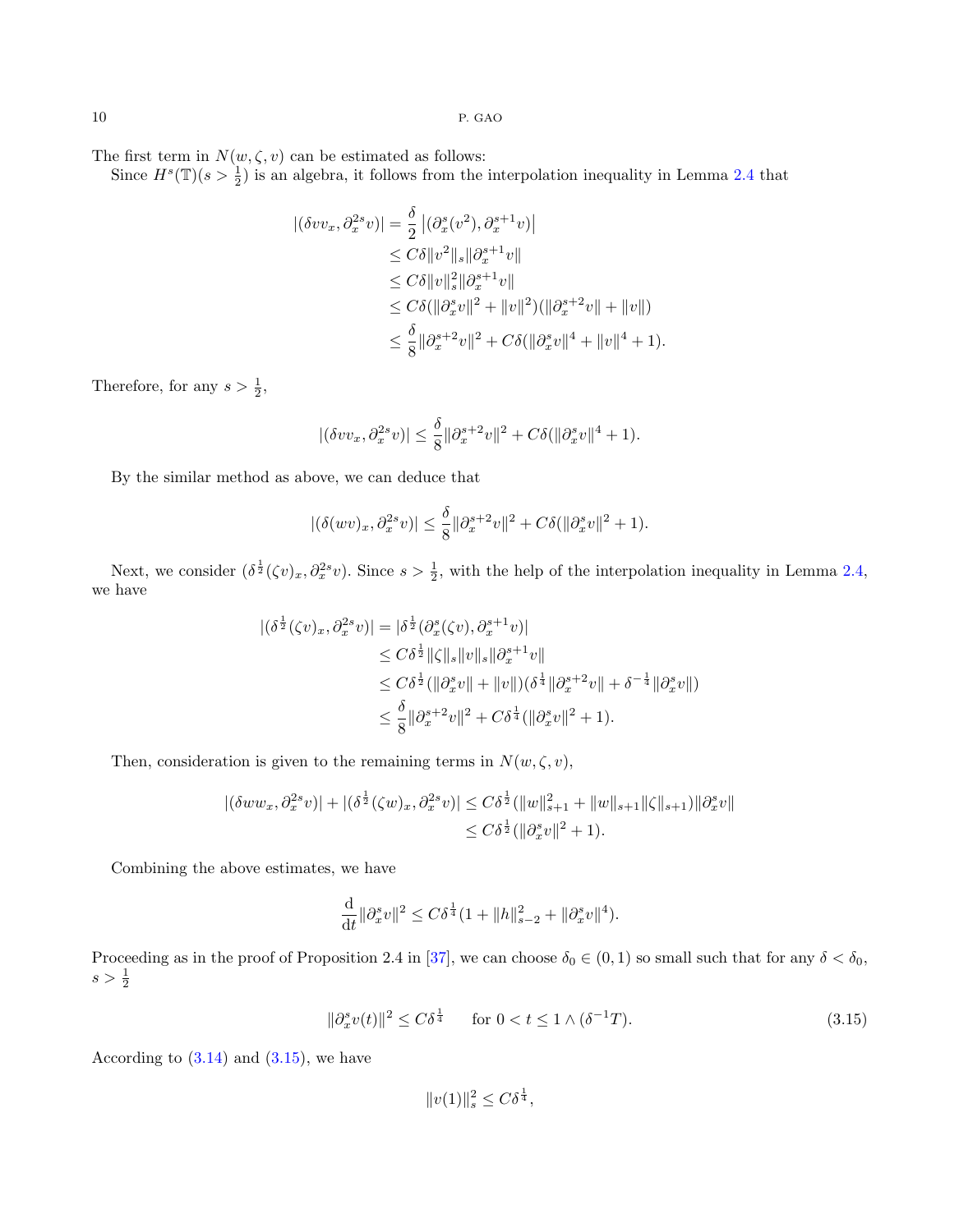The first term in $N(w,\zeta,v)$ can be estimated as follows:

Since $H^s(\mathbb{T})(s>\frac{1}{2})$ is an algebra, it follows from the interpolation inequality in Lemma 2.4 that

$$
\begin{aligned}
|(\delta v v_x, \partial_x^{2s} v)| &= \frac{\delta}{2}\left|(\partial_x^s(v^2), \partial_x^{s+1} v)\right| \\
&\leq C\delta \|v^2\|_s \|\partial_x^{s+1} v\| \\
&\leq C\delta \|v\|_s^2 \|\partial_x^{s+1} v\| \\
&\leq C\delta (\|\partial_x^s v\|^2 + \|v\|^2)(\|\partial_x^{s+2} v\| + \|v\|) \\
&\leq \frac{\delta}{8}\|\partial_x^{s+2} v\|^2 + C\delta(\|\partial_x^s v\|^4 + \|v\|^4 + 1).
\end{aligned}
$$

Therefore, for any $s>\frac{1}{2}$,

$$
|(\delta v v_x, \partial_x^{2s} v)| \leq \frac{\delta}{8}\|\partial_x^{s+2} v\|^2 + C\delta(\|\partial_x^s v\|^4 + 1).
$$

By the similar method as above, we can deduce that

$$
|(\delta (wv)_x, \partial_x^{2s} v)| \leq \frac{\delta}{8}\|\partial_x^{s+2} v\|^2 + C\delta(\|\partial_x^s v\|^2 + 1).
$$

Next, we consider $(\delta^{\frac{1}{2}}(\zeta v)_x, \partial_x^{2s} v)$. Since $s>\frac{1}{2}$, with the help of the interpolation inequality in Lemma 2.4, we have

$$
\begin{aligned}
|(\delta^{\frac{1}{2}}(\zeta v)_x, \partial_x^{2s} v)| &= |\delta^{\frac{1}{2}}(\partial_x^s(\zeta v), \partial_x^{s+1} v)| \\
&\leq C\delta^{\frac{1}{2}}\|\zeta\|_s \|v\|_s \|\partial_x^{s+1} v\| \\
&\leq C\delta^{\frac{1}{2}}(\|\partial_x^s v\| + \|v\|)(\delta^{\frac{1}{4}}\|\partial_x^{s+2} v\| + \delta^{-\frac{1}{4}}\|\partial_x^s v\|) \\
&\leq \frac{\delta}{8}\|\partial_x^{s+2} v\|^2 + C\delta^{\frac{1}{4}}(\|\partial_x^s v\|^2 + 1).
\end{aligned}
$$

Then, consideration is given to the remaining terms in $N(w,\zeta,v)$,

$$
\begin{aligned}
|(\delta w w_x, \partial_x^{2s} v)| + |(\delta^{\frac{1}{2}}(\zeta w)_x, \partial_x^{2s} v)| &\leq C\delta^{\frac{1}{2}}(\|w\|_{s+1}^2 + \|w\|_{s+1}\|\zeta\|_{s+1})\|\partial_x^s v\| \\
&\leq C\delta^{\frac{1}{2}}(\|\partial_x^s v\|^2 + 1).
\end{aligned}
$$

Combining the above estimates, we have

$$
\frac{\mathrm{d}}{\mathrm{d}t}\|\partial_x^s v\|^2 \leq C\delta^{\frac{1}{4}}(1 + \|h\|_{s-2}^2 + \|\partial_x^s v\|^4).
$$

Proceeding as in the proof of Proposition 2.4 in [37], we can choose $\delta_0 \in (0,1)$ so small such that for any $\delta<\delta_0$, $s>\frac{1}{2}$

$$
\|\partial_x^s v(t)\|^2 \leq C\delta^{\frac{1}{4}} \qquad \text{for } 0<t\leq 1\wedge(\delta^{-1}T). \tag{3.15}
$$

According to (3.14) and (3.15), we have

$$
\|v(1)\|_s^2 \leq C\delta^{\frac{1}{4}},
$$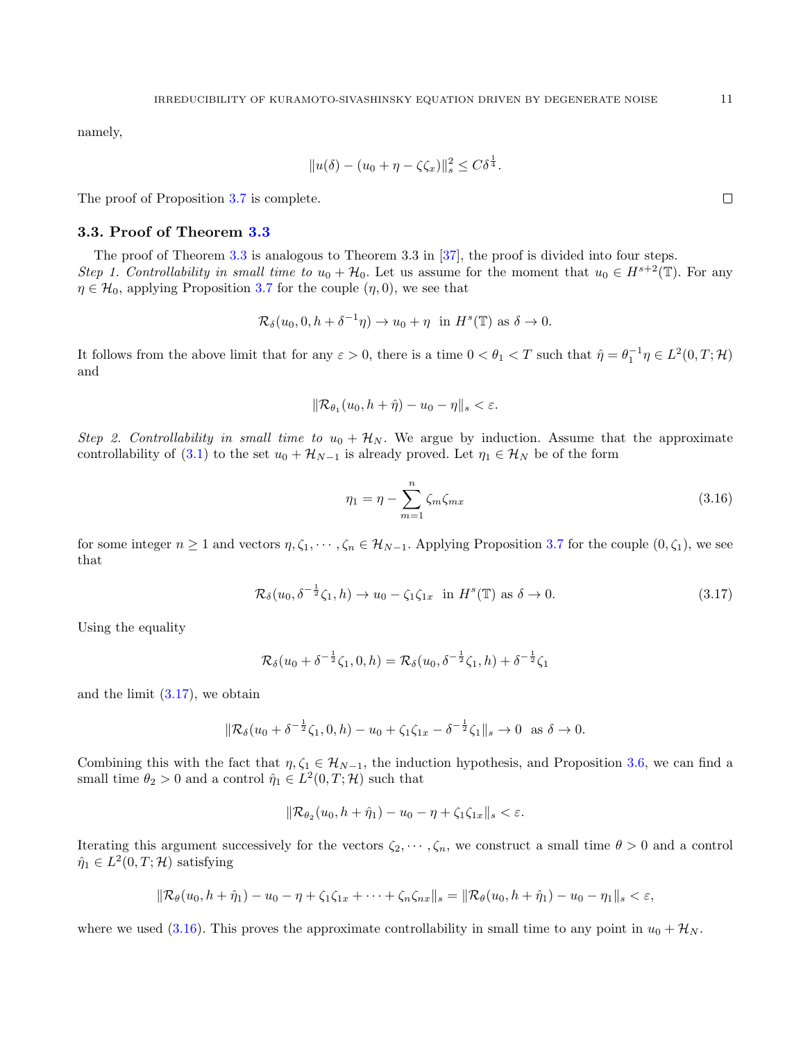namely,

$$\|u(\delta) - (u_0 + \eta - \zeta\zeta_x)\|_s^2 \leq C\delta^{\frac{1}{4}}.$$

The proof of Proposition 3.7 is complete. $\square$

### 3.3. Proof of Theorem 3.3

The proof of Theorem 3.3 is analogous to Theorem 3.3 in [37], the proof is divided into four steps.
*Step 1. Controllability in small time to $u_0 + \mathcal{H}_0$.* Let us assume for the moment that $u_0 \in H^{s+2}(\mathbb{T})$. For any $\eta \in \mathcal{H}_0$, applying Proposition 3.7 for the couple $(\eta, 0)$, we see that

$$\mathcal{R}_\delta(u_0, 0, h + \delta^{-1}\eta) \to u_0 + \eta \ \text{ in } H^s(\mathbb{T}) \text{ as } \delta \to 0.$$

It follows from the above limit that for any $\varepsilon > 0$, there is a time $0 < \theta_1 < T$ such that $\hat{\eta} = \theta_1^{-1}\eta \in L^2(0, T; \mathcal{H})$ and

$$\|\mathcal{R}_{\theta_1}(u_0, h + \hat{\eta}) - u_0 - \eta\|_s < \varepsilon.$$

*Step 2. Controllability in small time to $u_0 + \mathcal{H}_N$.* We argue by induction. Assume that the approximate controllability of (3.1) to the set $u_0 + \mathcal{H}_{N-1}$ is already proved. Let $\eta_1 \in \mathcal{H}_N$ be of the form

$$\eta_1 = \eta - \sum_{m=1}^{n} \zeta_m \zeta_{mx} \tag{3.16}$$

for some integer $n \geq 1$ and vectors $\eta, \zeta_1, \cdots, \zeta_n \in \mathcal{H}_{N-1}$. Applying Proposition 3.7 for the couple $(0, \zeta_1)$, we see that

$$\mathcal{R}_\delta(u_0, \delta^{-\frac{1}{2}}\zeta_1, h) \to u_0 - \zeta_1\zeta_{1x} \ \text{ in } H^s(\mathbb{T}) \text{ as } \delta \to 0. \tag{3.17}$$

Using the equality

$$\mathcal{R}_\delta(u_0 + \delta^{-\frac{1}{2}}\zeta_1, 0, h) = \mathcal{R}_\delta(u_0, \delta^{-\frac{1}{2}}\zeta_1, h) + \delta^{-\frac{1}{2}}\zeta_1$$

and the limit (3.17), we obtain

$$\|\mathcal{R}_\delta(u_0 + \delta^{-\frac{1}{2}}\zeta_1, 0, h) - u_0 + \zeta_1\zeta_{1x} - \delta^{-\frac{1}{2}}\zeta_1\|_s \to 0 \ \text{ as } \delta \to 0.$$

Combining this with the fact that $\eta, \zeta_1 \in \mathcal{H}_{N-1}$, the induction hypothesis, and Proposition 3.6, we can find a small time $\theta_2 > 0$ and a control $\hat{\eta}_1 \in L^2(0, T; \mathcal{H})$ such that

$$\|\mathcal{R}_{\theta_2}(u_0, h + \hat{\eta}_1) - u_0 - \eta + \zeta_1\zeta_{1x}\|_s < \varepsilon.$$

Iterating this argument successively for the vectors $\zeta_2, \cdots, \zeta_n$, we construct a small time $\theta > 0$ and a control $\hat{\eta}_1 \in L^2(0, T; \mathcal{H})$ satisfying

$$\|\mathcal{R}_\theta(u_0, h + \hat{\eta}_1) - u_0 - \eta + \zeta_1\zeta_{1x} + \cdots + \zeta_n\zeta_{nx}\|_s = \|\mathcal{R}_\theta(u_0, h + \hat{\eta}_1) - u_0 - \eta_1\|_s < \varepsilon,$$

where we used (3.16). This proves the approximate controllability in small time to any point in $u_0 + \mathcal{H}_N$.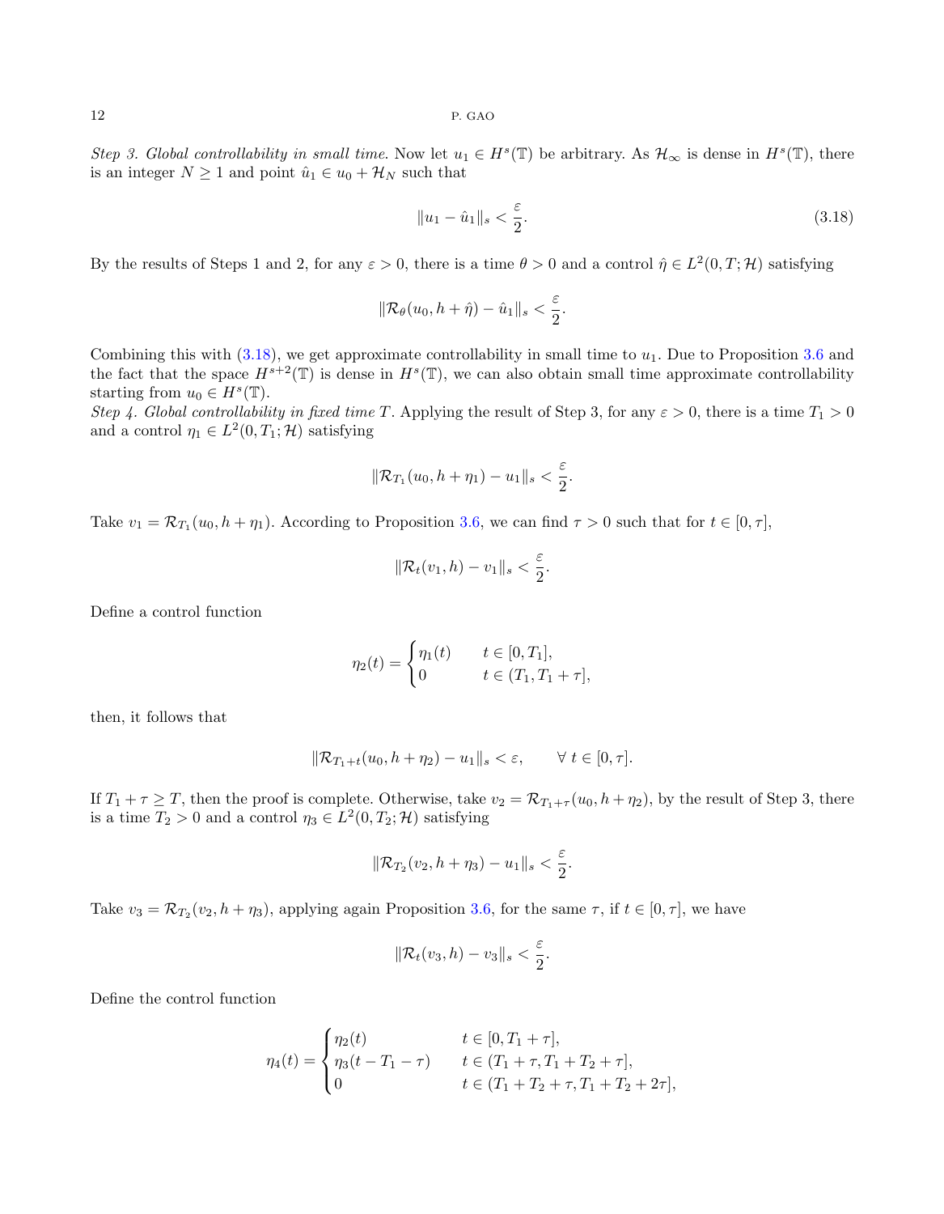*Step 3. Global controllability in small time.* Now let $u_1 \in H^s(\mathbb{T})$ be arbitrary. As $\mathcal{H}_\infty$ is dense in $H^s(\mathbb{T})$, there is an integer $N \geq 1$ and point $\hat{u}_1 \in u_0 + \mathcal{H}_N$ such that

$$\|u_1 - \hat{u}_1\|_s < \frac{\varepsilon}{2}. \tag{3.18}$$

By the results of Steps 1 and 2, for any $\varepsilon > 0$, there is a time $\theta > 0$ and a control $\hat{\eta} \in L^2(0, T; \mathcal{H})$ satisfying

$$\|\mathcal{R}_\theta(u_0, h + \hat{\eta}) - \hat{u}_1\|_s < \frac{\varepsilon}{2}.$$

Combining this with (3.18), we get approximate controllability in small time to $u_1$. Due to Proposition 3.6 and the fact that the space $H^{s+2}(\mathbb{T})$ is dense in $H^s(\mathbb{T})$, we can also obtain small time approximate controllability starting from $u_0 \in H^s(\mathbb{T})$.

*Step 4. Global controllability in fixed time $T$.* Applying the result of Step 3, for any $\varepsilon > 0$, there is a time $T_1 > 0$ and a control $\eta_1 \in L^2(0, T_1; \mathcal{H})$ satisfying

$$\|\mathcal{R}_{T_1}(u_0, h + \eta_1) - u_1\|_s < \frac{\varepsilon}{2}.$$

Take $v_1 = \mathcal{R}_{T_1}(u_0, h + \eta_1)$. According to Proposition 3.6, we can find $\tau > 0$ such that for $t \in [0, \tau]$,

$$\|\mathcal{R}_t(v_1, h) - v_1\|_s < \frac{\varepsilon}{2}.$$

Define a control function

$$\eta_2(t) = \begin{cases} \eta_1(t) & t \in [0, T_1], \\ 0 & t \in (T_1, T_1 + \tau], \end{cases}$$

then, it follows that

$$\|\mathcal{R}_{T_1+t}(u_0, h + \eta_2) - u_1\|_s < \varepsilon, \qquad \forall\, t \in [0, \tau].$$

If $T_1 + \tau \geq T$, then the proof is complete. Otherwise, take $v_2 = \mathcal{R}_{T_1+\tau}(u_0, h + \eta_2)$, by the result of Step 3, there is a time $T_2 > 0$ and a control $\eta_3 \in L^2(0, T_2; \mathcal{H})$ satisfying

$$\|\mathcal{R}_{T_2}(v_2, h + \eta_3) - u_1\|_s < \frac{\varepsilon}{2}.$$

Take $v_3 = \mathcal{R}_{T_2}(v_2, h + \eta_3)$, applying again Proposition 3.6, for the same $\tau$, if $t \in [0, \tau]$, we have

$$\|\mathcal{R}_t(v_3, h) - v_3\|_s < \frac{\varepsilon}{2}.$$

Define the control function

$$\eta_4(t) = \begin{cases} \eta_2(t) & t \in [0, T_1 + \tau], \\ \eta_3(t - T_1 - \tau) & t \in (T_1 + \tau, T_1 + T_2 + \tau], \\ 0 & t \in (T_1 + T_2 + \tau, T_1 + T_2 + 2\tau], \end{cases}$$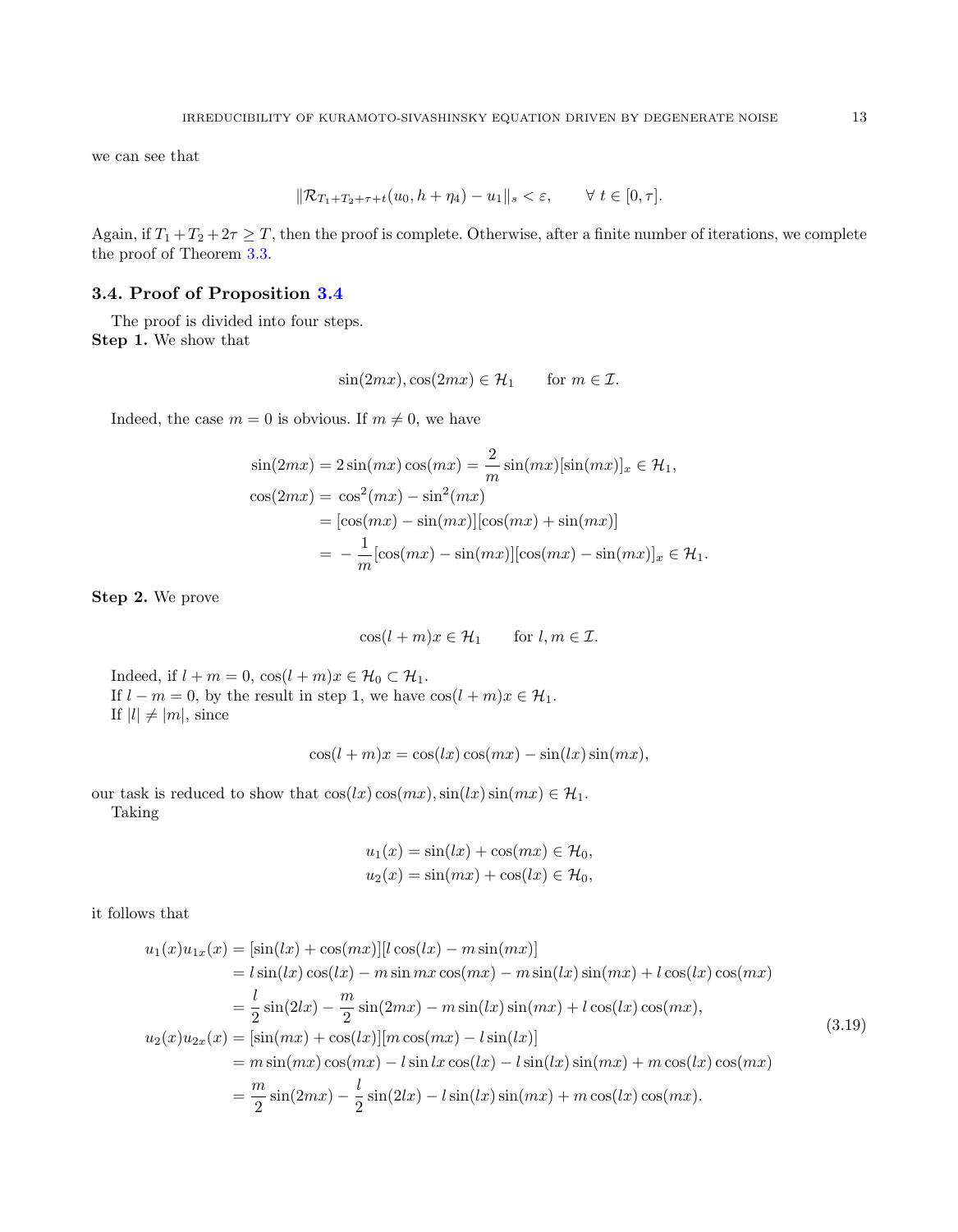we can see that

$$\|\mathcal{R}_{T_1+T_2+\tau+t}(u_0, h+\eta_4) - u_1\|_s < \varepsilon, \qquad \forall\ t \in [0, \tau].$$

Again, if $T_1 + T_2 + 2\tau \geq T$, then the proof is complete. Otherwise, after a finite number of iterations, we complete the proof of Theorem 3.3.

### 3.4. Proof of Proposition 3.4

The proof is divided into four steps.

**Step 1.** We show that

$$\sin(2mx), \cos(2mx) \in \mathcal{H}_1 \qquad \text{for } m \in \mathcal{I}.$$

Indeed, the case $m = 0$ is obvious. If $m \neq 0$, we have

$$\begin{aligned}
\sin(2mx) &= 2\sin(mx)\cos(mx) = \frac{2}{m}\sin(mx)[\sin(mx)]_x \in \mathcal{H}_1,\\
\cos(2mx) &= \cos^2(mx) - \sin^2(mx)\\
&= [\cos(mx) - \sin(mx)][\cos(mx) + \sin(mx)]\\
&= -\frac{1}{m}[\cos(mx) - \sin(mx)][\cos(mx) - \sin(mx)]_x \in \mathcal{H}_1.
\end{aligned}$$

**Step 2.** We prove

$$\cos(l+m)x \in \mathcal{H}_1 \qquad \text{for } l, m \in \mathcal{I}.$$

Indeed, if $l + m = 0$, $\cos(l+m)x \in \mathcal{H}_0 \subset \mathcal{H}_1$.
If $l - m = 0$, by the result in step 1, we have $\cos(l+m)x \in \mathcal{H}_1$.
If $|l| \neq |m|$, since

$$\cos(l+m)x = \cos(lx)\cos(mx) - \sin(lx)\sin(mx),$$

our task is reduced to show that $\cos(lx)\cos(mx), \sin(lx)\sin(mx) \in \mathcal{H}_1$.
Taking

$$\begin{aligned}
u_1(x) &= \sin(lx) + \cos(mx) \in \mathcal{H}_0,\\
u_2(x) &= \sin(mx) + \cos(lx) \in \mathcal{H}_0,
\end{aligned}$$

it follows that

$$\begin{aligned}
u_1(x)u_{1x}(x) &= [\sin(lx) + \cos(mx)][l\cos(lx) - m\sin(mx)]\\
&= l\sin(lx)\cos(lx) - m\sin mx\cos(mx) - m\sin(lx)\sin(mx) + l\cos(lx)\cos(mx)\\
&= \frac{l}{2}\sin(2lx) - \frac{m}{2}\sin(2mx) - m\sin(lx)\sin(mx) + l\cos(lx)\cos(mx),\\
u_2(x)u_{2x}(x) &= [\sin(mx) + \cos(lx)][m\cos(mx) - l\sin(lx)]\\
&= m\sin(mx)\cos(mx) - l\sin lx\cos(lx) - l\sin(lx)\sin(mx) + m\cos(lx)\cos(mx)\\
&= \frac{m}{2}\sin(2mx) - \frac{l}{2}\sin(2lx) - l\sin(lx)\sin(mx) + m\cos(lx)\cos(mx).
\end{aligned} \tag{3.19}$$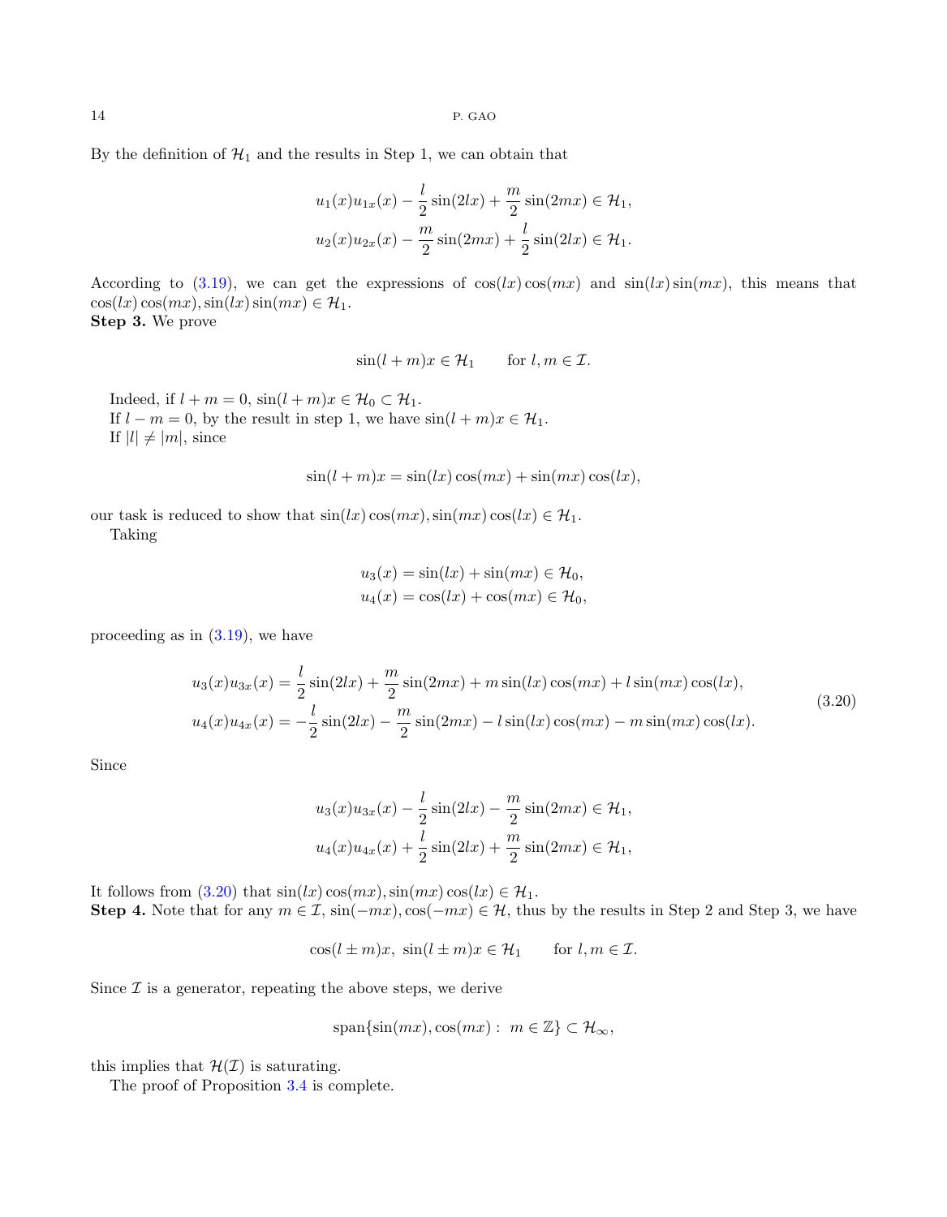By the definition of $\mathcal{H}_1$ and the results in Step 1, we can obtain that

$$
\begin{aligned}
u_1(x)u_{1x}(x) - \frac{l}{2}\sin(2lx) + \frac{m}{2}\sin(2mx) \in \mathcal{H}_1, \\
u_2(x)u_{2x}(x) - \frac{m}{2}\sin(2mx) + \frac{l}{2}\sin(2lx) \in \mathcal{H}_1.
\end{aligned}
$$

According to (3.19), we can get the expressions of $\cos(lx)\cos(mx)$ and $\sin(lx)\sin(mx)$, this means that $\cos(lx)\cos(mx), \sin(lx)\sin(mx) \in \mathcal{H}_1$.

**Step 3.** We prove

$$
\sin(l+m)x \in \mathcal{H}_1 \qquad \text{for } l, m \in \mathcal{I}.
$$

Indeed, if $l+m=0$, $\sin(l+m)x \in \mathcal{H}_0 \subset \mathcal{H}_1$.

If $l-m=0$, by the result in step 1, we have $\sin(l+m)x \in \mathcal{H}_1$.

If $|l| \neq |m|$, since

$$
\sin(l+m)x = \sin(lx)\cos(mx) + \sin(mx)\cos(lx),
$$

our task is reduced to show that $\sin(lx)\cos(mx), \sin(mx)\cos(lx) \in \mathcal{H}_1$.

Taking

$$
\begin{aligned}
u_3(x) = \sin(lx) + \sin(mx) \in \mathcal{H}_0, \\
u_4(x) = \cos(lx) + \cos(mx) \in \mathcal{H}_0,
\end{aligned}
$$

proceeding as in (3.19), we have

$$
\begin{aligned}
u_3(x)u_{3x}(x) &= \frac{l}{2}\sin(2lx) + \frac{m}{2}\sin(2mx) + m\sin(lx)\cos(mx) + l\sin(mx)\cos(lx), \\
u_4(x)u_{4x}(x) &= -\frac{l}{2}\sin(2lx) - \frac{m}{2}\sin(2mx) - l\sin(lx)\cos(mx) - m\sin(mx)\cos(lx).
\end{aligned} \tag{3.20}
$$

Since

$$
\begin{aligned}
u_3(x)u_{3x}(x) - \frac{l}{2}\sin(2lx) - \frac{m}{2}\sin(2mx) \in \mathcal{H}_1, \\
u_4(x)u_{4x}(x) + \frac{l}{2}\sin(2lx) + \frac{m}{2}\sin(2mx) \in \mathcal{H}_1,
\end{aligned}
$$

It follows from (3.20) that $\sin(lx)\cos(mx), \sin(mx)\cos(lx) \in \mathcal{H}_1$.

**Step 4.** Note that for any $m \in \mathcal{I}$, $\sin(-mx), \cos(-mx) \in \mathcal{H}$, thus by the results in Step 2 and Step 3, we have

$$
\cos(l \pm m)x, \ \sin(l \pm m)x \in \mathcal{H}_1 \qquad \text{for } l, m \in \mathcal{I}.
$$

Since $\mathcal{I}$ is a generator, repeating the above steps, we derive

$$
\operatorname{span}\{\sin(mx), \cos(mx) : \ m \in \mathbb{Z}\} \subset \mathcal{H}_\infty,
$$

this implies that $\mathcal{H}(\mathcal{I})$ is saturating.

The proof of Proposition 3.4 is complete.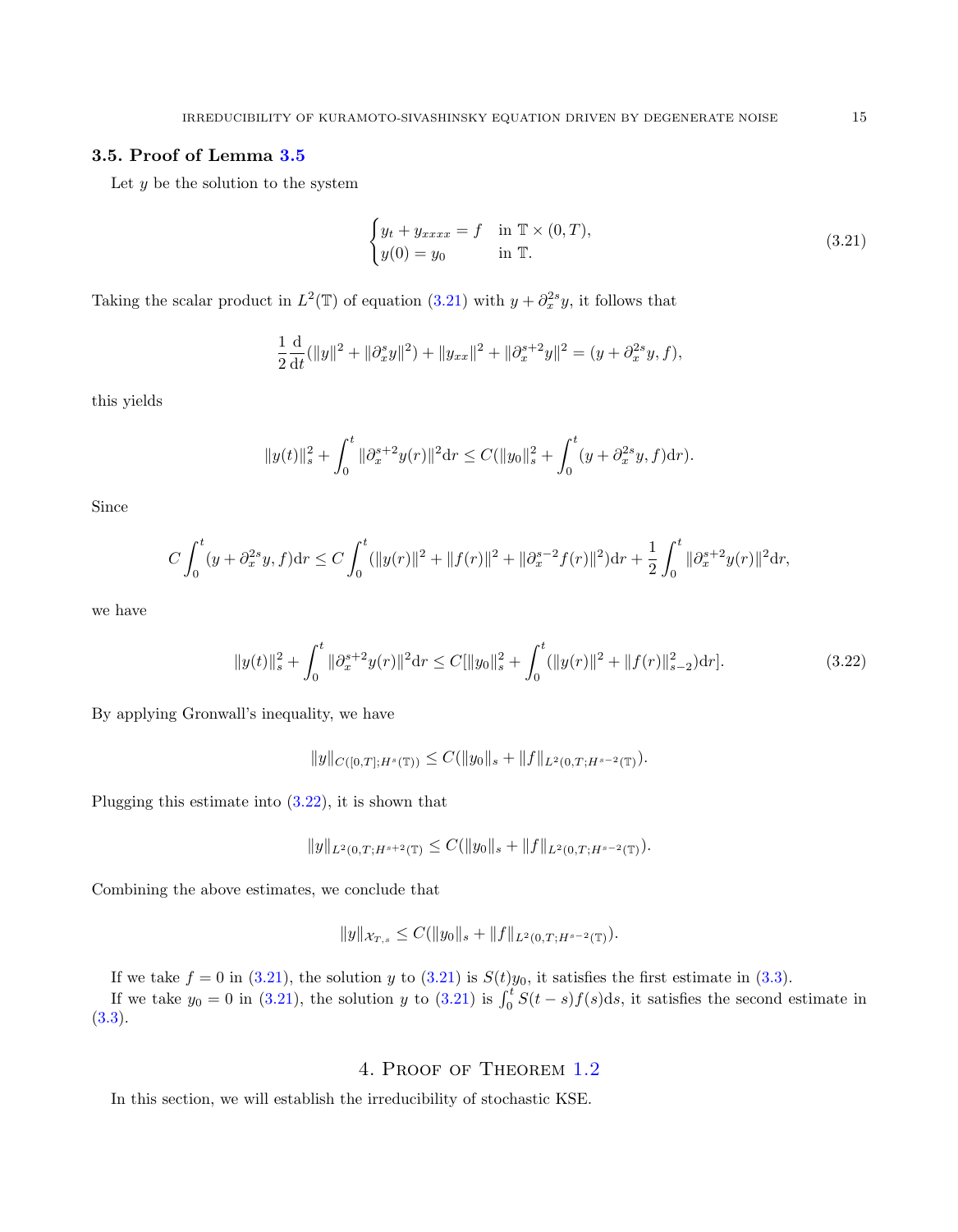### 3.5. Proof of Lemma 3.5

Let $y$ be the solution to the system

$$
\begin{cases} y_t + y_{xxxx} = f & \text{in } \mathbb{T} \times (0,T), \\ y(0) = y_0 & \text{in } \mathbb{T}. \end{cases} \tag{3.21}
$$

Taking the scalar product in $L^2(\mathbb{T})$ of equation (3.21) with $y + \partial_x^{2s} y$, it follows that

$$
\frac{1}{2}\frac{\mathrm{d}}{\mathrm{d}t}(\|y\|^2 + \|\partial_x^s y\|^2) + \|y_{xx}\|^2 + \|\partial_x^{s+2} y\|^2 = (y + \partial_x^{2s} y, f),
$$

this yields

$$
\|y(t)\|_s^2 + \int_0^t \|\partial_x^{s+2} y(r)\|^2 \mathrm{d}r \le C(\|y_0\|_s^2 + \int_0^t (y + \partial_x^{2s} y, f)\mathrm{d}r).
$$

Since

$$
C\int_0^t (y + \partial_x^{2s} y, f)\mathrm{d}r \le C\int_0^t (\|y(r)\|^2 + \|f(r)\|^2 + \|\partial_x^{s-2} f(r)\|^2)\mathrm{d}r + \frac{1}{2}\int_0^t \|\partial_x^{s+2} y(r)\|^2 \mathrm{d}r,
$$

we have

$$
\|y(t)\|_s^2 + \int_0^t \|\partial_x^{s+2} y(r)\|^2 \mathrm{d}r \le C[\|y_0\|_s^2 + \int_0^t (\|y(r)\|^2 + \|f(r)\|_{s-2}^2)\mathrm{d}r]. \tag{3.22}
$$

By applying Gronwall's inequality, we have

$$
\|y\|_{C([0,T];H^s(\mathbb{T}))} \le C(\|y_0\|_s + \|f\|_{L^2(0,T;H^{s-2}(\mathbb{T}))}).
$$

Plugging this estimate into (3.22), it is shown that

$$
\|y\|_{L^2(0,T;H^{s+2}(\mathbb{T}))} \le C(\|y_0\|_s + \|f\|_{L^2(0,T;H^{s-2}(\mathbb{T}))}).
$$

Combining the above estimates, we conclude that

$$
\|y\|_{\mathcal{X}_{T,s}} \le C(\|y_0\|_s + \|f\|_{L^2(0,T;H^{s-2}(\mathbb{T}))}).
$$

If we take $f = 0$ in (3.21), the solution $y$ to (3.21) is $S(t)y_0$, it satisfies the first estimate in (3.3).

If we take $y_0 = 0$ in (3.21), the solution $y$ to (3.21) is $\int_0^t S(t-s)f(s)\mathrm{d}s$, it satisfies the second estimate in (3.3).

## 4. Proof of Theorem 1.2

In this section, we will establish the irreducibility of stochastic KSE.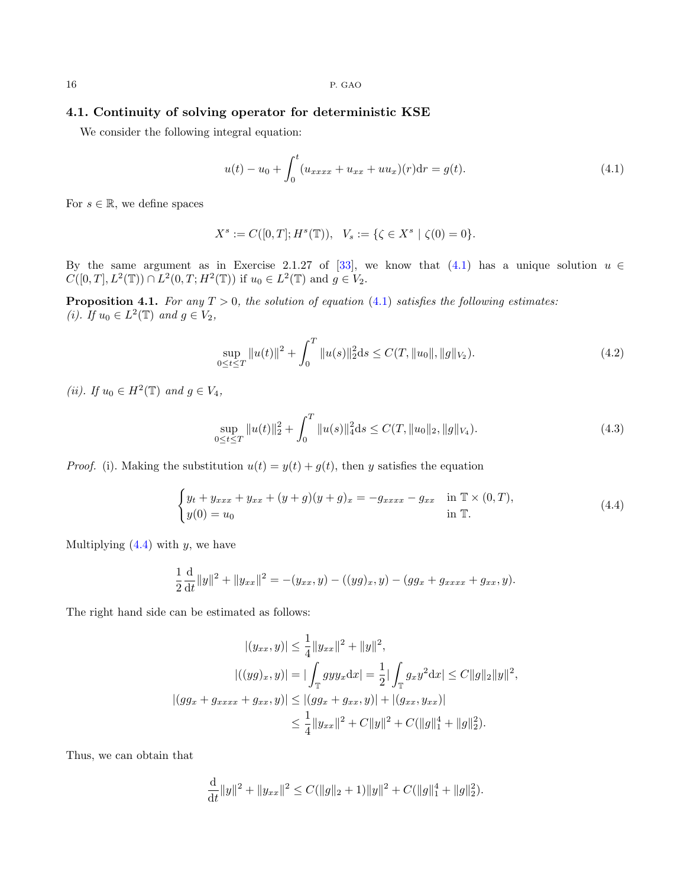### 4.1. Continuity of solving operator for deterministic KSE

We consider the following integral equation:

$$u(t) - u_0 + \int_0^t (u_{xxxx} + u_{xx} + uu_x)(r)\mathrm{d}r = g(t). \tag{4.1}$$

For $s \in \mathbb{R}$, we define spaces

$$X^s := C([0,T]; H^s(\mathbb{T})), \quad V_s := \{\zeta \in X^s \mid \zeta(0) = 0\}.$$

By the same argument as in Exercise 2.1.27 of [33], we know that (4.1) has a unique solution $u \in C([0,T], L^2(\mathbb{T})) \cap L^2(0,T; H^2(\mathbb{T}))$ if $u_0 \in L^2(\mathbb{T})$ and $g \in V_2$.

**Proposition 4.1.** *For any $T > 0$, the solution of equation (4.1) satisfies the following estimates:*
*(i). If $u_0 \in L^2(\mathbb{T})$ and $g \in V_2$,*

$$\sup_{0\le t\le T} \|u(t)\|^2 + \int_0^T \|u(s)\|_2^2 \mathrm{d}s \le C(T, \|u_0\|, \|g\|_{V_2}). \tag{4.2}$$

*(ii). If $u_0 \in H^2(\mathbb{T})$ and $g \in V_4$,*

$$\sup_{0\le t\le T} \|u(t)\|_2^2 + \int_0^T \|u(s)\|_4^2 \mathrm{d}s \le C(T, \|u_0\|_2, \|g\|_{V_4}). \tag{4.3}$$

*Proof.* (i). Making the substitution $u(t) = y(t) + g(t)$, then $y$ satisfies the equation

$$\begin{cases} y_t + y_{xxx} + y_{xx} + (y+g)(y+g)_x = -g_{xxxx} - g_{xx} & \text{in } \mathbb{T} \times (0,T), \\ y(0) = u_0 & \text{in } \mathbb{T}. \end{cases} \tag{4.4}$$

Multiplying (4.4) with $y$, we have

$$\frac{1}{2}\frac{\mathrm{d}}{\mathrm{d}t}\|y\|^2 + \|y_{xx}\|^2 = -(y_{xx}, y) - ((yg)_x, y) - (gg_x + g_{xxxx} + g_{xx}, y).$$

The right hand side can be estimated as follows:

$$\begin{aligned}
|(y_{xx}, y)| &\le \frac{1}{4}\|y_{xx}\|^2 + \|y\|^2, \\
|((yg)_x, y)| &= |\int_{\mathbb{T}} gyy_x \mathrm{d}x| = \frac{1}{2}|\int_{\mathbb{T}} g_x y^2 \mathrm{d}x| \le C\|g\|_2\|y\|^2, \\
|(gg_x + g_{xxxx} + g_{xx}, y)| &\le |(gg_x + g_{xx}, y)| + |(g_{xx}, y_{xx})| \\
&\le \frac{1}{4}\|y_{xx}\|^2 + C\|y\|^2 + C(\|g\|_1^4 + \|g\|_2^2).
\end{aligned}$$

Thus, we can obtain that

$$\frac{\mathrm{d}}{\mathrm{d}t}\|y\|^2 + \|y_{xx}\|^2 \le C(\|g\|_2 + 1)\|y\|^2 + C(\|g\|_1^4 + \|g\|_2^2).$$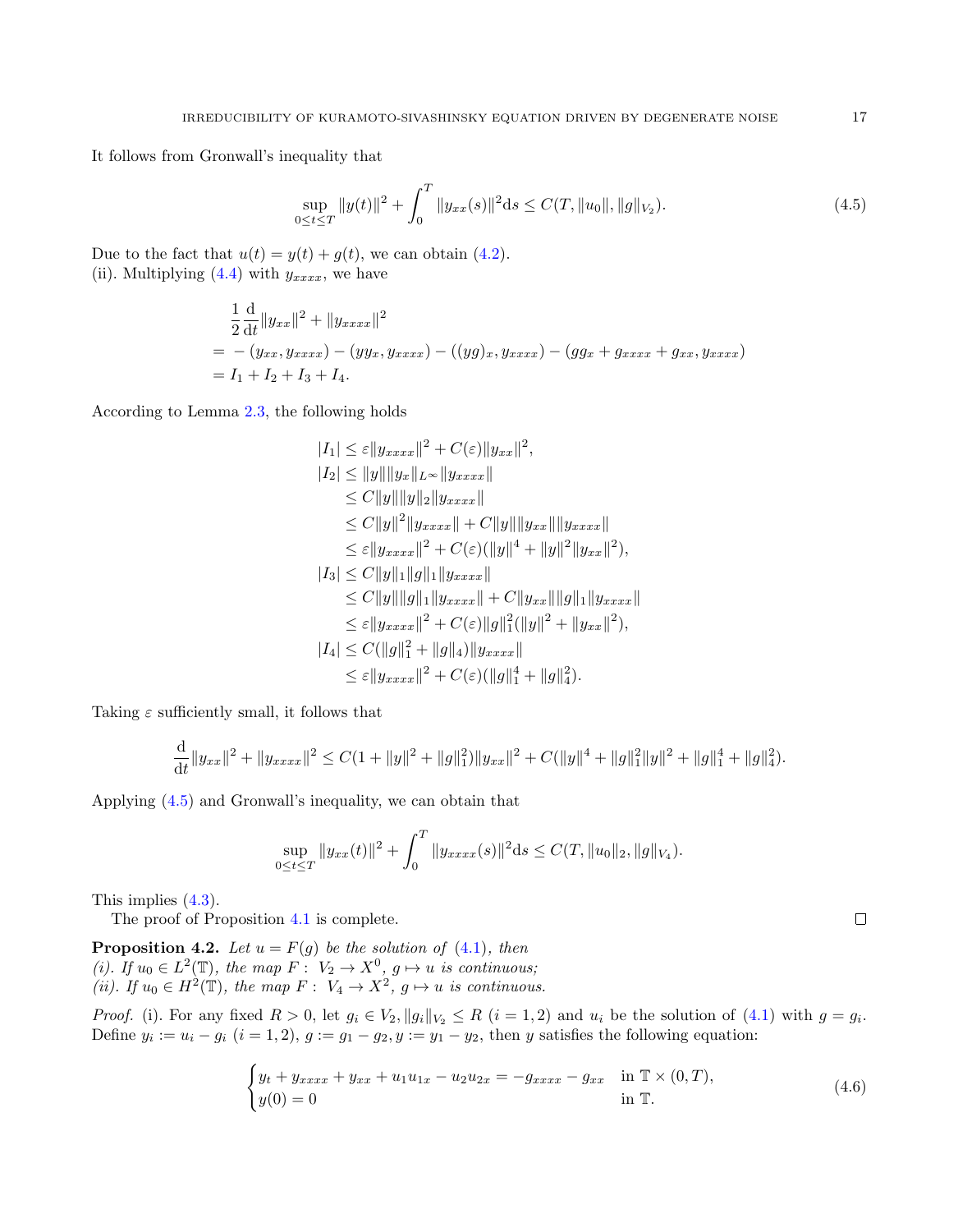It follows from Gronwall's inequality that

$$\sup_{0\leq t\leq T}\|y(t)\|^2+\int_0^T\|y_{xx}(s)\|^2\mathrm{d}s\leq C(T,\|u_0\|,\|g\|_{V_2}). \tag{4.5}$$

Due to the fact that $u(t)=y(t)+g(t)$, we can obtain (4.2).
(ii). Multiplying (4.4) with $y_{xxxx}$, we have

$$\begin{aligned}
&\frac{1}{2}\frac{\mathrm{d}}{\mathrm{d}t}\|y_{xx}\|^2+\|y_{xxxx}\|^2\\
=&-(y_{xx},y_{xxxx})-(yy_x,y_{xxxx})-((yg)_x,y_{xxxx})-(gg_x+g_{xxxx}+g_{xx},y_{xxxx})\\
=&\,I_1+I_2+I_3+I_4.
\end{aligned}$$

According to Lemma 2.3, the following holds

$$\begin{aligned}
|I_1|&\leq \varepsilon\|y_{xxxx}\|^2+C(\varepsilon)\|y_{xx}\|^2,\\
|I_2|&\leq \|y\|\|y_x\|_{L^\infty}\|y_{xxxx}\|\\
&\leq C\|y\|\|y\|_2\|y_{xxxx}\|\\
&\leq C\|y\|^2\|y_{xxxx}\|+C\|y\|\|y_{xx}\|\|y_{xxxx}\|\\
&\leq \varepsilon\|y_{xxxx}\|^2+C(\varepsilon)(\|y\|^4+\|y\|^2\|y_{xx}\|^2),\\
|I_3|&\leq C\|y\|_1\|g\|_1\|y_{xxxx}\|\\
&\leq C\|y\|\|g\|_1\|y_{xxxx}\|+C\|y_{xx}\|\|g\|_1\|y_{xxxx}\|\\
&\leq \varepsilon\|y_{xxxx}\|^2+C(\varepsilon)\|g\|_1^2(\|y\|^2+\|y_{xx}\|^2),\\
|I_4|&\leq C(\|g\|_1^2+\|g\|_4)\|y_{xxxx}\|\\
&\leq \varepsilon\|y_{xxxx}\|^2+C(\varepsilon)(\|g\|_1^4+\|g\|_4^2).
\end{aligned}$$

Taking $\varepsilon$ sufficiently small, it follows that

$$\frac{\mathrm{d}}{\mathrm{d}t}\|y_{xx}\|^2+\|y_{xxxx}\|^2\leq C(1+\|y\|^2+\|g\|_1^2)\|y_{xx}\|^2+C(\|y\|^4+\|g\|_1^2\|y\|^2+\|g\|_1^4+\|g\|_4^2).$$

Applying (4.5) and Gronwall's inequality, we can obtain that

$$\sup_{0\leq t\leq T}\|y_{xx}(t)\|^2+\int_0^T\|y_{xxxx}(s)\|^2\mathrm{d}s\leq C(T,\|u_0\|_2,\|g\|_{V_4}).$$

This implies (4.3).

The proof of Proposition 4.1 is complete. ∎

**Proposition 4.2.** *Let $u=F(g)$ be the solution of (4.1), then*
*(i). If $u_0\in L^2(\mathbb{T})$, the map $F:\ V_2\to X^0,\ g\mapsto u$ is continuous;*
*(ii). If $u_0\in H^2(\mathbb{T})$, the map $F:\ V_4\to X^2,\ g\mapsto u$ is continuous.*

*Proof.* (i). For any fixed $R>0$, let $g_i\in V_2, \|g_i\|_{V_2}\leq R\ (i=1,2)$ and $u_i$ be the solution of (4.1) with $g=g_i$. Define $y_i:=u_i-g_i\ (i=1,2)$, $g:=g_1-g_2, y:=y_1-y_2$, then $y$ satisfies the following equation:

$$\begin{cases}
y_t+y_{xxxx}+y_{xx}+u_1u_{1x}-u_2u_{2x}=-g_{xxxx}-g_{xx} & \text{in } \mathbb{T}\times(0,T),\\
y(0)=0 & \text{in } \mathbb{T}.
\end{cases} \tag{4.6}$$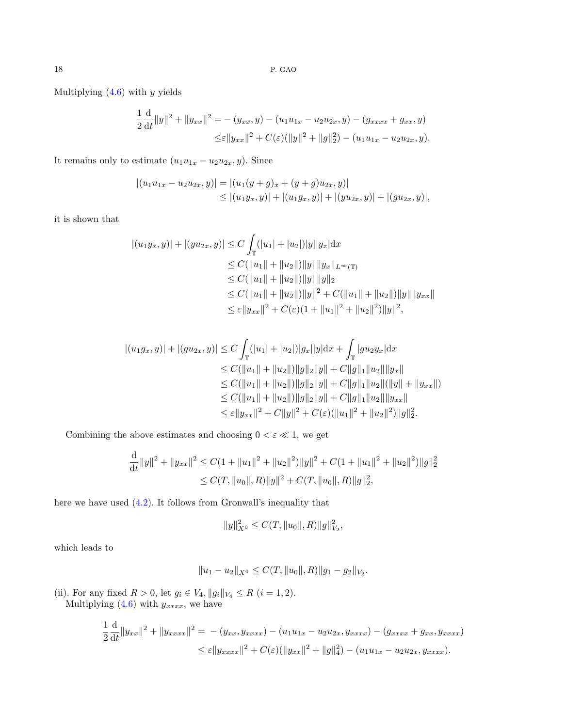Multiplying (4.6) with $y$ yields

$$
\begin{aligned}
\frac{1}{2}\frac{\mathrm{d}}{\mathrm{d}t}\|y\|^2 + \|y_{xx}\|^2 =& -(y_{xx}, y) - (u_1 u_{1x} - u_2 u_{2x}, y) - (g_{xxxx} + g_{xx}, y) \\
\leq& \varepsilon \|y_{xx}\|^2 + C(\varepsilon)(\|y\|^2 + \|g\|_2^2) - (u_1 u_{1x} - u_2 u_{2x}, y).
\end{aligned}
$$

It remains only to estimate $(u_1 u_{1x} - u_2 u_{2x}, y)$. Since

$$
\begin{aligned}
|(u_1 u_{1x} - u_2 u_{2x}, y)| &= |(u_1 (y+g)_x + (y+g) u_{2x}, y)| \\
&\leq |(u_1 y_x, y)| + |(u_1 g_x, y)| + |(y u_{2x}, y)| + |(g u_{2x}, y)|,
\end{aligned}
$$

it is shown that

$$
\begin{aligned}
|(u_1 y_x, y)| + |(y u_{2x}, y)| &\leq C \int_{\mathbb{T}} (|u_1| + |u_2|)|y||y_x| \mathrm{d}x \\
&\leq C(\|u_1\| + \|u_2\|)\|y\|\|y_x\|_{L^\infty(\mathbb{T})} \\
&\leq C(\|u_1\| + \|u_2\|)\|y\|\|y\|_2 \\
&\leq C(\|u_1\| + \|u_2\|)\|y\|^2 + C(\|u_1\| + \|u_2\|)\|y\|\|y_{xx}\| \\
&\leq \varepsilon \|y_{xx}\|^2 + C(\varepsilon)(1 + \|u_1\|^2 + \|u_2\|^2)\|y\|^2,
\end{aligned}
$$

$$
\begin{aligned}
|(u_1 g_x, y)| + |(g u_{2x}, y)| &\leq C \int_{\mathbb{T}} (|u_1| + |u_2|)|g_x||y| \mathrm{d}x + \int_{\mathbb{T}} |g u_2 y_x| \mathrm{d}x \\
&\leq C(\|u_1\| + \|u_2\|)\|g\|_2\|y\| + C\|g\|_1\|u_2\|\|y_x\| \\
&\leq C(\|u_1\| + \|u_2\|)\|g\|_2\|y\| + C\|g\|_1\|u_2\|(\|y\| + \|y_{xx}\|) \\
&\leq C(\|u_1\| + \|u_2\|)\|g\|_2\|y\| + C\|g\|_1\|u_2\|\|y_{xx}\| \\
&\leq \varepsilon \|y_{xx}\|^2 + C\|y\|^2 + C(\varepsilon)(\|u_1\|^2 + \|u_2\|^2)\|g\|_2^2.
\end{aligned}
$$

Combining the above estimates and choosing $0 < \varepsilon \ll 1$, we get

$$
\begin{aligned}
\frac{\mathrm{d}}{\mathrm{d}t}\|y\|^2 + \|y_{xx}\|^2 &\leq C(1 + \|u_1\|^2 + \|u_2\|^2)\|y\|^2 + C(1 + \|u_1\|^2 + \|u_2\|^2)\|g\|_2^2 \\
&\leq C(T, \|u_0\|, R)\|y\|^2 + C(T, \|u_0\|, R)\|g\|_2^2,
\end{aligned}
$$

here we have used (4.2). It follows from Gronwall's inequality that

$$
\|y\|_{X^0}^2 \leq C(T, \|u_0\|, R)\|g\|_{V_2}^2,
$$

which leads to

$$
\|u_1 - u_2\|_{X^0} \leq C(T, \|u_0\|, R)\|g_1 - g_2\|_{V_2}.
$$

(ii). For any fixed $R > 0$, let $g_i \in V_4, \|g_i\|_{V_4} \leq R$ $(i = 1, 2)$.
Multiplying (4.6) with $y_{xxxx}$, we have

$$
\begin{aligned}
\frac{1}{2}\frac{\mathrm{d}}{\mathrm{d}t}\|y_{xx}\|^2 + \|y_{xxxx}\|^2 =& -(y_{xx}, y_{xxxx}) - (u_1 u_{1x} - u_2 u_{2x}, y_{xxxx}) - (g_{xxxx} + g_{xx}, y_{xxxx}) \\
\leq& \varepsilon \|y_{xxxx}\|^2 + C(\varepsilon)(\|y_{xx}\|^2 + \|g\|_4^2) - (u_1 u_{1x} - u_2 u_{2x}, y_{xxxx}).
\end{aligned}
$$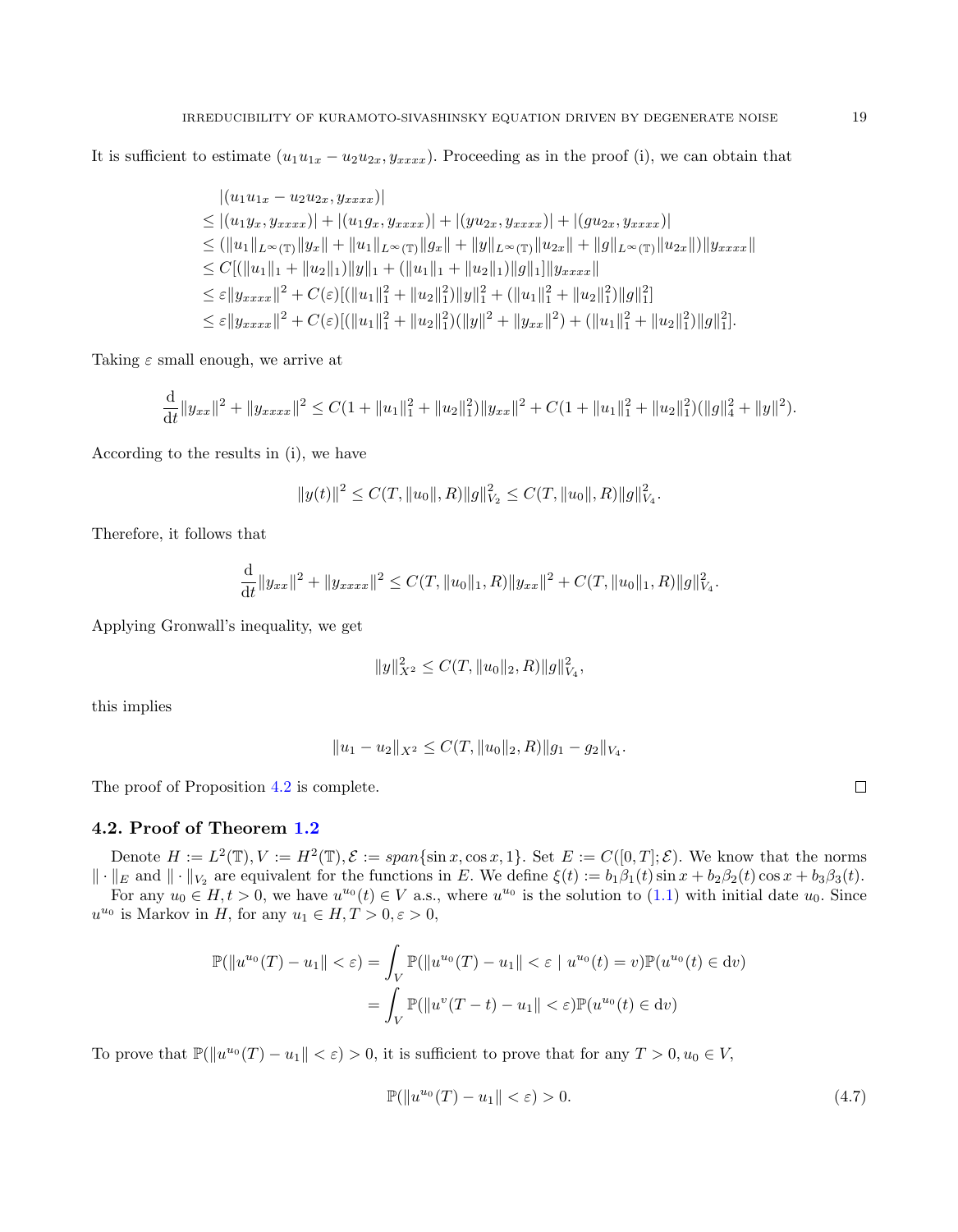It is sufficient to estimate $(u_1u_{1x} - u_2u_{2x}, y_{xxxx})$. Proceeding as in the proof (i), we can obtain that

$$
\begin{aligned}
&|(u_1u_{1x} - u_2u_{2x}, y_{xxxx})| \\
\leq\ & |(u_1y_x, y_{xxxx})| + |(u_1g_x, y_{xxxx})| + |(yu_{2x}, y_{xxxx})| + |(gu_{2x}, y_{xxxx})| \\
\leq\ & (\|u_1\|_{L^\infty(\mathbb{T})}\|y_x\| + \|u_1\|_{L^\infty(\mathbb{T})}\|g_x\| + \|y\|_{L^\infty(\mathbb{T})}\|u_{2x}\| + \|g\|_{L^\infty(\mathbb{T})}\|u_{2x}\|)\|y_{xxxx}\| \\
\leq\ & C[(\|u_1\|_1 + \|u_2\|_1)\|y\|_1 + (\|u_1\|_1 + \|u_2\|_1)\|g\|_1]\|y_{xxxx}\| \\
\leq\ & \varepsilon\|y_{xxxx}\|^2 + C(\varepsilon)[(\|u_1\|_1^2 + \|u_2\|_1^2)\|y\|_1^2 + (\|u_1\|_1^2 + \|u_2\|_1^2)\|g\|_1^2] \\
\leq\ & \varepsilon\|y_{xxxx}\|^2 + C(\varepsilon)[(\|u_1\|_1^2 + \|u_2\|_1^2)(\|y\|^2 + \|y_{xx}\|^2) + (\|u_1\|_1^2 + \|u_2\|_1^2)\|g\|_1^2].
\end{aligned}
$$

Taking $\varepsilon$ small enough, we arrive at

$$
\frac{\mathrm{d}}{\mathrm{d}t}\|y_{xx}\|^2 + \|y_{xxxx}\|^2 \leq C(1 + \|u_1\|_1^2 + \|u_2\|_1^2)\|y_{xx}\|^2 + C(1 + \|u_1\|_1^2 + \|u_2\|_1^2)(\|g\|_4^2 + \|y\|^2).
$$

According to the results in (i), we have

$$
\|y(t)\|^2 \leq C(T, \|u_0\|, R)\|g\|_{V_2}^2 \leq C(T, \|u_0\|, R)\|g\|_{V_4}^2.
$$

Therefore, it follows that

$$
\frac{\mathrm{d}}{\mathrm{d}t}\|y_{xx}\|^2 + \|y_{xxxx}\|^2 \leq C(T, \|u_0\|_1, R)\|y_{xx}\|^2 + C(T, \|u_0\|_1, R)\|g\|_{V_4}^2.
$$

Applying Gronwall's inequality, we get

$$
\|y\|_{X^2}^2 \leq C(T, \|u_0\|_2, R)\|g\|_{V_4}^2,
$$

this implies

$$
\|u_1 - u_2\|_{X^2} \leq C(T, \|u_0\|_2, R)\|g_1 - g_2\|_{V_4}.
$$

The proof of Proposition 4.2 is complete. $\square$

### 4.2. Proof of Theorem 1.2

Denote $H := L^2(\mathbb{T}), V := H^2(\mathbb{T}), \mathcal{E} := span\{\sin x, \cos x, 1\}$. Set $E := C([0,T]; \mathcal{E})$. We know that the norms $\|\cdot\|_E$ and $\|\cdot\|_{V_2}$ are equivalent for the functions in $E$. We define $\xi(t) := b_1\beta_1(t)\sin x + b_2\beta_2(t)\cos x + b_3\beta_3(t)$.

For any $u_0 \in H, t > 0$, we have $u^{u_0}(t) \in V$ a.s., where $u^{u_0}$ is the solution to (1.1) with initial date $u_0$. Since $u^{u_0}$ is Markov in $H$, for any $u_1 \in H, T > 0, \varepsilon > 0$,

$$
\begin{aligned}
\mathbb{P}(\|u^{u_0}(T) - u_1\| < \varepsilon) &= \int_V \mathbb{P}(\|u^{u_0}(T) - u_1\| < \varepsilon \mid u^{u_0}(t) = v)\mathbb{P}(u^{u_0}(t) \in \mathrm{d}v) \\
&= \int_V \mathbb{P}(\|u^v(T-t) - u_1\| < \varepsilon)\mathbb{P}(u^{u_0}(t) \in \mathrm{d}v)
\end{aligned}
$$

To prove that $\mathbb{P}(\|u^{u_0}(T) - u_1\| < \varepsilon) > 0$, it is sufficient to prove that for any $T > 0, u_0 \in V$,

$$
\mathbb{P}(\|u^{u_0}(T) - u_1\| < \varepsilon) > 0. \tag{4.7}
$$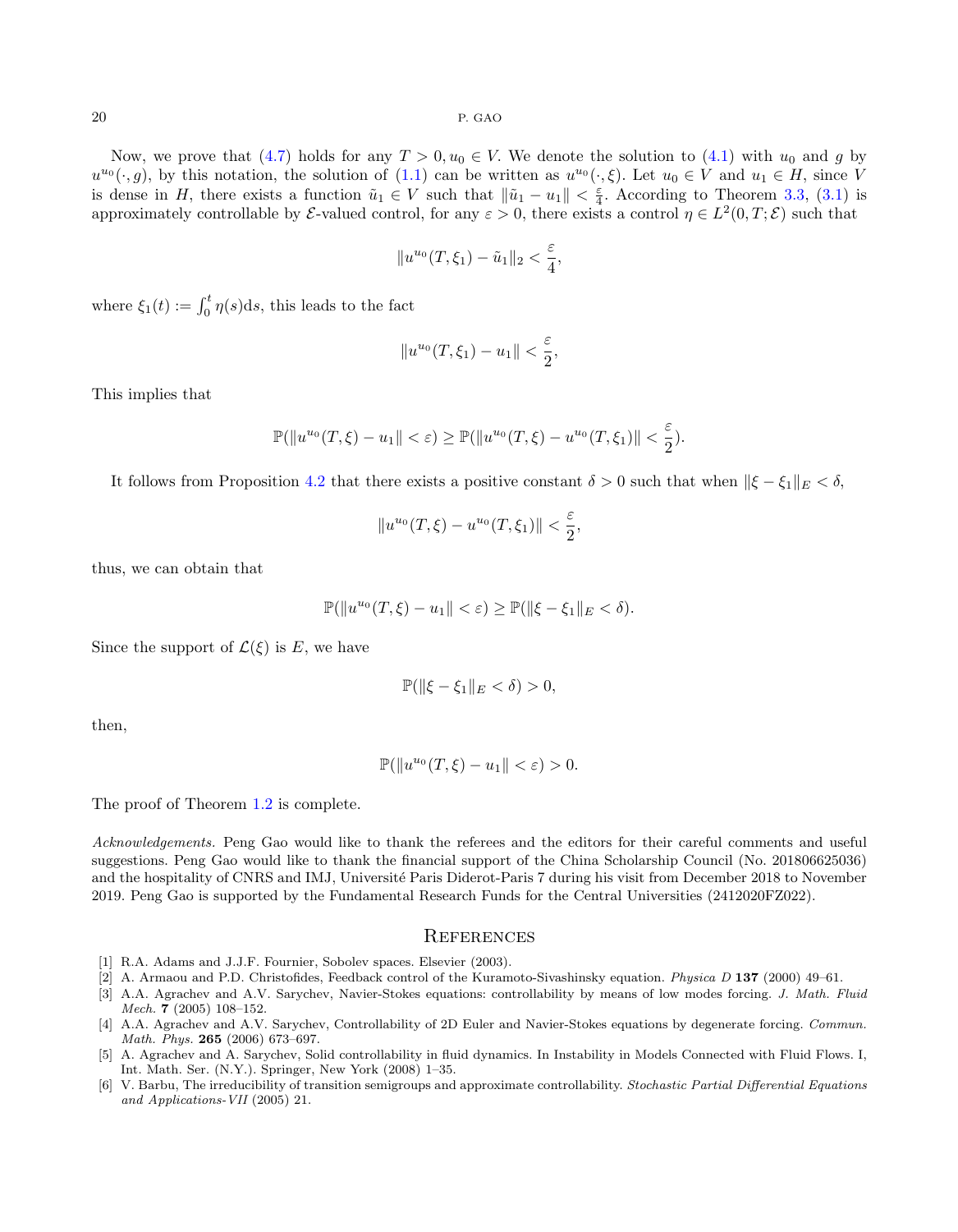Now, we prove that (4.7) holds for any $T > 0, u_0 \in V$. We denote the solution to (4.1) with $u_0$ and $g$ by $u^{u_0}(\cdot, g)$, by this notation, the solution of (1.1) can be written as $u^{u_0}(\cdot, \xi)$. Let $u_0 \in V$ and $u_1 \in H$, since $V$ is dense in $H$, there exists a function $\tilde{u}_1 \in V$ such that $\|\tilde{u}_1 - u_1\| < \frac{\varepsilon}{4}$. According to Theorem 3.3, (3.1) is approximately controllable by $\mathcal{E}$-valued control, for any $\varepsilon > 0$, there exists a control $\eta \in L^2(0, T; \mathcal{E})$ such that

$$\|u^{u_0}(T, \xi_1) - \tilde{u}_1\|_2 < \frac{\varepsilon}{4},$$

where $\xi_1(t) := \int_0^t \eta(s)\mathrm{d}s$, this leads to the fact

$$\|u^{u_0}(T, \xi_1) - u_1\| < \frac{\varepsilon}{2},$$

This implies that

$$\mathbb{P}(\|u^{u_0}(T, \xi) - u_1\| < \varepsilon) \geq \mathbb{P}(\|u^{u_0}(T, \xi) - u^{u_0}(T, \xi_1)\| < \frac{\varepsilon}{2}).$$

It follows from Proposition 4.2 that there exists a positive constant $\delta > 0$ such that when $\|\xi - \xi_1\|_E < \delta$,

$$\|u^{u_0}(T, \xi) - u^{u_0}(T, \xi_1)\| < \frac{\varepsilon}{2},$$

thus, we can obtain that

$$\mathbb{P}(\|u^{u_0}(T, \xi) - u_1\| < \varepsilon) \geq \mathbb{P}(\|\xi - \xi_1\|_E < \delta).$$

Since the support of $\mathcal{L}(\xi)$ is $E$, we have

$$\mathbb{P}(\|\xi - \xi_1\|_E < \delta) > 0,$$

then,

$$\mathbb{P}(\|u^{u_0}(T, \xi) - u_1\| < \varepsilon) > 0.$$

The proof of Theorem 1.2 is complete.

*Acknowledgements.* Peng Gao would like to thank the referees and the editors for their careful comments and useful suggestions. Peng Gao would like to thank the financial support of the China Scholarship Council (No. 201806625036) and the hospitality of CNRS and IMJ, Université Paris Diderot-Paris 7 during his visit from December 2018 to November 2019. Peng Gao is supported by the Fundamental Research Funds for the Central Universities (2412020FZ022).

## References

[1] R.A. Adams and J.J.F. Fournier, Sobolev spaces. Elsevier (2003).

[2] A. Armaou and P.D. Christofides, Feedback control of the Kuramoto-Sivashinsky equation. *Physica D* **137** (2000) 49–61.

[3] A.A. Agrachev and A.V. Sarychev, Navier-Stokes equations: controllability by means of low modes forcing. *J. Math. Fluid Mech.* **7** (2005) 108–152.

[4] A.A. Agrachev and A.V. Sarychev, Controllability of 2D Euler and Navier-Stokes equations by degenerate forcing. *Commun. Math. Phys.* **265** (2006) 673–697.

[5] A. Agrachev and A. Sarychev, Solid controllability in fluid dynamics. In Instability in Models Connected with Fluid Flows. I, Int. Math. Ser. (N.Y.). Springer, New York (2008) 1–35.

[6] V. Barbu, The irreducibility of transition semigroups and approximate controllability. *Stochastic Partial Differential Equations and Applications-VII* (2005) 21.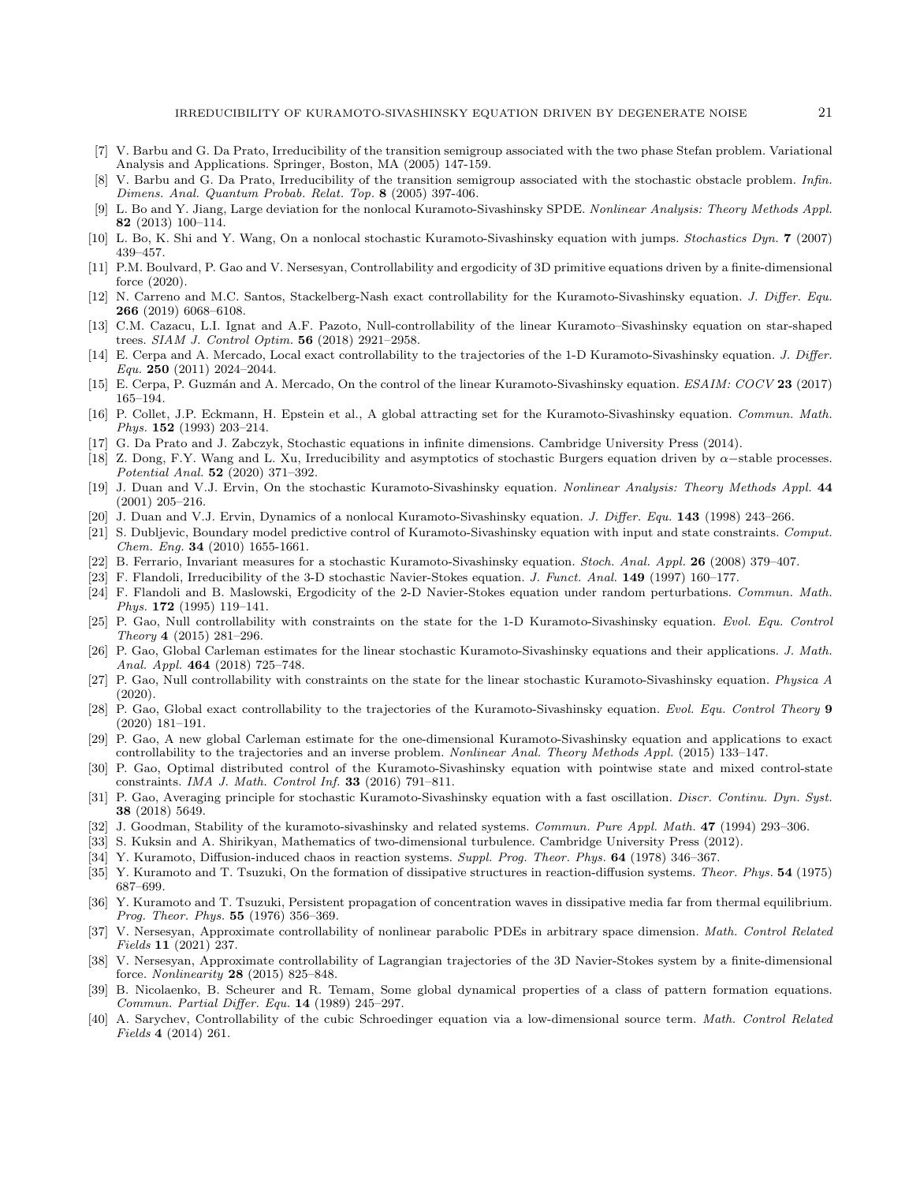[7] V. Barbu and G. Da Prato, Irreducibility of the transition semigroup associated with the two phase Stefan problem. Variational Analysis and Applications. Springer, Boston, MA (2005) 147-159.

[8] V. Barbu and G. Da Prato, Irreducibility of the transition semigroup associated with the stochastic obstacle problem. *Infin. Dimens. Anal. Quantum Probab. Relat. Top.* **8** (2005) 397-406.

[9] L. Bo and Y. Jiang, Large deviation for the nonlocal Kuramoto-Sivashinsky SPDE. *Nonlinear Analysis: Theory Methods Appl.* **82** (2013) 100–114.

[10] L. Bo, K. Shi and Y. Wang, On a nonlocal stochastic Kuramoto-Sivashinsky equation with jumps. *Stochastics Dyn.* **7** (2007) 439–457.

[11] P.M. Boulvard, P. Gao and V. Nersesyan, Controllability and ergodicity of 3D primitive equations driven by a finite-dimensional force (2020).

[12] N. Carreno and M.C. Santos, Stackelberg-Nash exact controllability for the Kuramoto-Sivashinsky equation. *J. Differ. Equ.* **266** (2019) 6068–6108.

[13] C.M. Cazacu, L.I. Ignat and A.F. Pazoto, Null-controllability of the linear Kuramoto–Sivashinsky equation on star-shaped trees. *SIAM J. Control Optim.* **56** (2018) 2921–2958.

[14] E. Cerpa and A. Mercado, Local exact controllability to the trajectories of the 1-D Kuramoto-Sivashinsky equation. *J. Differ. Equ.* **250** (2011) 2024–2044.

[15] E. Cerpa, P. Guzmán and A. Mercado, On the control of the linear Kuramoto-Sivashinsky equation. *ESAIM: COCV* **23** (2017) 165–194.

[16] P. Collet, J.P. Eckmann, H. Epstein et al., A global attracting set for the Kuramoto-Sivashinsky equation. *Commun. Math. Phys.* **152** (1993) 203–214.

[17] G. Da Prato and J. Zabczyk, Stochastic equations in infinite dimensions. Cambridge University Press (2014).

[18] Z. Dong, F.Y. Wang and L. Xu, Irreducibility and asymptotics of stochastic Burgers equation driven by $\alpha-$stable processes. *Potential Anal.* **52** (2020) 371–392.

[19] J. Duan and V.J. Ervin, On the stochastic Kuramoto-Sivashinsky equation. *Nonlinear Analysis: Theory Methods Appl.* **44** (2001) 205–216.

[20] J. Duan and V.J. Ervin, Dynamics of a nonlocal Kuramoto-Sivashinsky equation. *J. Differ. Equ.* **143** (1998) 243–266.

[21] S. Dubljevic, Boundary model predictive control of Kuramoto-Sivashinsky equation with input and state constraints. *Comput. Chem. Eng.* **34** (2010) 1655-1661.

[22] B. Ferrario, Invariant measures for a stochastic Kuramoto-Sivashinsky equation. *Stoch. Anal. Appl.* **26** (2008) 379–407.

[23] F. Flandoli, Irreducibility of the 3-D stochastic Navier-Stokes equation. *J. Funct. Anal.* **149** (1997) 160–177.

[24] F. Flandoli and B. Maslowski, Ergodicity of the 2-D Navier-Stokes equation under random perturbations. *Commun. Math. Phys.* **172** (1995) 119–141.

[25] P. Gao, Null controllability with constraints on the state for the 1-D Kuramoto-Sivashinsky equation. *Evol. Equ. Control Theory* **4** (2015) 281–296.

[26] P. Gao, Global Carleman estimates for the linear stochastic Kuramoto-Sivashinsky equations and their applications. *J. Math. Anal. Appl.* **464** (2018) 725–748.

[27] P. Gao, Null controllability with constraints on the state for the linear stochastic Kuramoto-Sivashinsky equation. *Physica A* (2020).

[28] P. Gao, Global exact controllability to the trajectories of the Kuramoto-Sivashinsky equation. *Evol. Equ. Control Theory* **9** (2020) 181–191.

[29] P. Gao, A new global Carleman estimate for the one-dimensional Kuramoto-Sivashinsky equation and applications to exact controllability to the trajectories and an inverse problem. *Nonlinear Anal. Theory Methods Appl.* (2015) 133–147.

[30] P. Gao, Optimal distributed control of the Kuramoto-Sivashinsky equation with pointwise state and mixed control-state constraints. *IMA J. Math. Control Inf.* **33** (2016) 791–811.

[31] P. Gao, Averaging principle for stochastic Kuramoto-Sivashinsky equation with a fast oscillation. *Discr. Continu. Dyn. Syst.* **38** (2018) 5649.

[32] J. Goodman, Stability of the kuramoto-sivashinsky and related systems. *Commun. Pure Appl. Math.* **47** (1994) 293–306.

[33] S. Kuksin and A. Shirikyan, Mathematics of two-dimensional turbulence. Cambridge University Press (2012).

[34] Y. Kuramoto, Diffusion-induced chaos in reaction systems. *Suppl. Prog. Theor. Phys.* **64** (1978) 346–367.

[35] Y. Kuramoto and T. Tsuzuki, On the formation of dissipative structures in reaction-diffusion systems. *Theor. Phys.* **54** (1975) 687–699.

[36] Y. Kuramoto and T. Tsuzuki, Persistent propagation of concentration waves in dissipative media far from thermal equilibrium. *Prog. Theor. Phys.* **55** (1976) 356–369.

[37] V. Nersesyan, Approximate controllability of nonlinear parabolic PDEs in arbitrary space dimension. *Math. Control Related Fields* **11** (2021) 237.

[38] V. Nersesyan, Approximate controllability of Lagrangian trajectories of the 3D Navier-Stokes system by a finite-dimensional force. *Nonlinearity* **28** (2015) 825–848.

[39] B. Nicolaenko, B. Scheurer and R. Temam, Some global dynamical properties of a class of pattern formation equations. *Commun. Partial Differ. Equ.* **14** (1989) 245–297.

[40] A. Sarychev, Controllability of the cubic Schroedinger equation via a low-dimensional source term. *Math. Control Related Fields* **4** (2014) 261.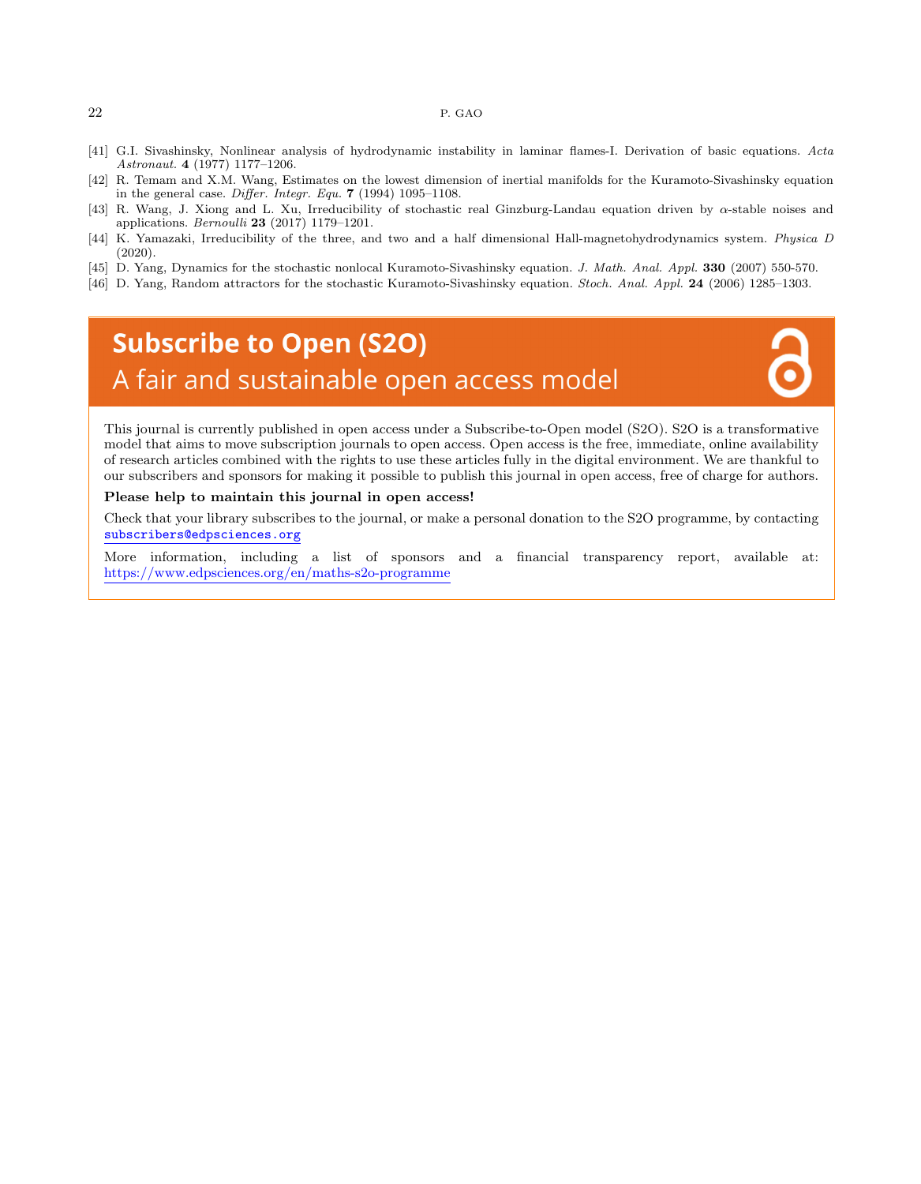[41] G.I. Sivashinsky, Nonlinear analysis of hydrodynamic instability in laminar flames-I. Derivation of basic equations. *Acta Astronaut.* **4** (1977) 1177–1206.

[42] R. Temam and X.M. Wang, Estimates on the lowest dimension of inertial manifolds for the Kuramoto-Sivashinsky equation in the general case. *Differ. Integr. Equ.* **7** (1994) 1095–1108.

[43] R. Wang, J. Xiong and L. Xu, Irreducibility of stochastic real Ginzburg-Landau equation driven by $\alpha$-stable noises and applications. *Bernoulli* **23** (2017) 1179–1201.

[44] K. Yamazaki, Irreducibility of the three, and two and a half dimensional Hall-magnetohydrodynamics system. *Physica D* (2020).

[45] D. Yang, Dynamics for the stochastic nonlocal Kuramoto-Sivashinsky equation. *J. Math. Anal. Appl.* **330** (2007) 550-570.

[46] D. Yang, Random attractors for the stochastic Kuramoto-Sivashinsky equation. *Stoch. Anal. Appl.* **24** (2006) 1285–1303.

## Subscribe to Open (S2O)

### A fair and sustainable open access model

This journal is currently published in open access under a Subscribe-to-Open model (S2O). S2O is a transformative model that aims to move subscription journals to open access. Open access is the free, immediate, online availability of research articles combined with the rights to use these articles fully in the digital environment. We are thankful to our subscribers and sponsors for making it possible to publish this journal in open access, free of charge for authors.

**Please help to maintain this journal in open access!**

Check that your library subscribes to the journal, or make a personal donation to the S2O programme, by contacting subscribers@edpsciences.org

More information, including a list of sponsors and a financial transparency report, available at: https://www.edpsciences.org/en/maths-s2o-programme